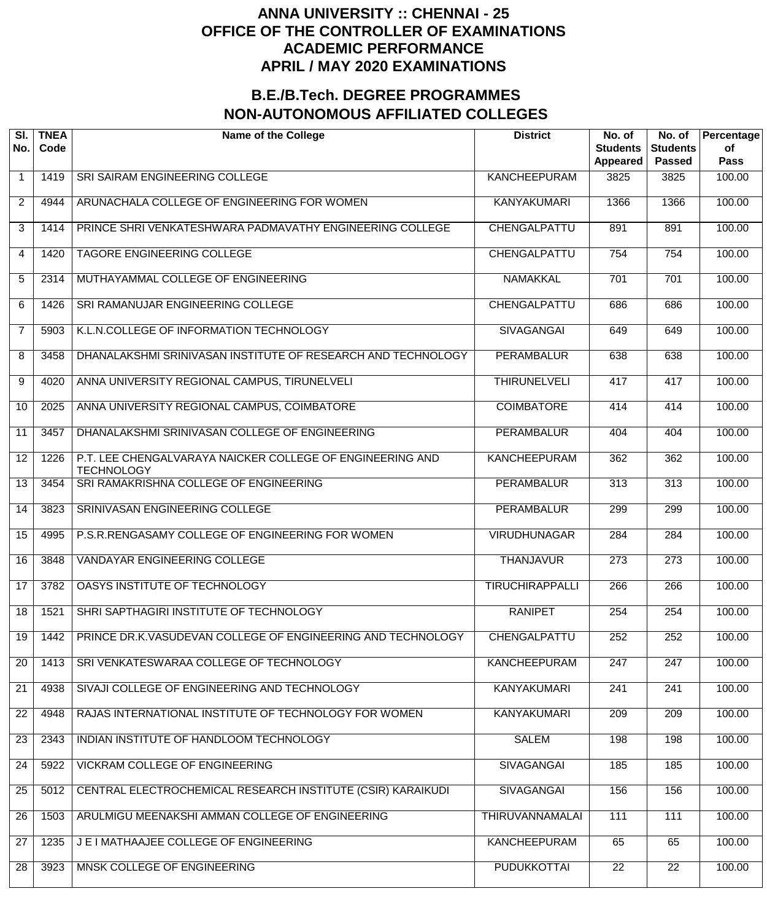# ANNA UNIVERSITY :: CHENNAI - 25
# OFFICE OF THE CONTROLLER OF EXAMINATIONS
# ACADEMIC PERFORMANCE
# APRIL / MAY 2020 EXAMINATIONS

## B.E./B.Tech. DEGREE PROGRAMMES
## NON-AUTONOMOUS AFFILIATED COLLEGES

| Sl. No. | TNEA Code | Name of the College | District | No. of Students Appeared | No. of Students Passed | Percentage of Pass |
|---|---|---|---|---|---|---|
| 1 | 1419 | SRI SAIRAM ENGINEERING COLLEGE | KANCHEEPURAM | 3825 | 3825 | 100.00 |
| 2 | 4944 | ARUNACHALA COLLEGE OF ENGINEERING FOR WOMEN | KANYAKUMARI | 1366 | 1366 | 100.00 |
| 3 | 1414 | PRINCE SHRI VENKATESHWARA PADMAVATHY ENGINEERING COLLEGE | CHENGALPATTU | 891 | 891 | 100.00 |
| 4 | 1420 | TAGORE ENGINEERING COLLEGE | CHENGALPATTU | 754 | 754 | 100.00 |
| 5 | 2314 | MUTHAYAMMAL COLLEGE OF ENGINEERING | NAMAKKAL | 701 | 701 | 100.00 |
| 6 | 1426 | SRI RAMANUJAR ENGINEERING COLLEGE | CHENGALPATTU | 686 | 686 | 100.00 |
| 7 | 5903 | K.L.N.COLLEGE OF INFORMATION TECHNOLOGY | SIVAGANGAI | 649 | 649 | 100.00 |
| 8 | 3458 | DHANALAKSHMI SRINIVASAN INSTITUTE OF RESEARCH AND TECHNOLOGY | PERAMBALUR | 638 | 638 | 100.00 |
| 9 | 4020 | ANNA UNIVERSITY REGIONAL CAMPUS, TIRUNELVELI | THIRUNELVELI | 417 | 417 | 100.00 |
| 10 | 2025 | ANNA UNIVERSITY REGIONAL CAMPUS, COIMBATORE | COIMBATORE | 414 | 414 | 100.00 |
| 11 | 3457 | DHANALAKSHMI SRINIVASAN COLLEGE OF ENGINEERING | PERAMBALUR | 404 | 404 | 100.00 |
| 12 | 1226 | P.T. LEE CHENGALVARAYA NAICKER COLLEGE OF ENGINEERING AND TECHNOLOGY | KANCHEEPURAM | 362 | 362 | 100.00 |
| 13 | 3454 | SRI RAMAKRISHNA COLLEGE OF ENGINEERING | PERAMBALUR | 313 | 313 | 100.00 |
| 14 | 3823 | SRINIVASAN ENGINEERING COLLEGE | PERAMBALUR | 299 | 299 | 100.00 |
| 15 | 4995 | P.S.R.RENGASAMY COLLEGE OF ENGINEERING FOR WOMEN | VIRUDHUNAGAR | 284 | 284 | 100.00 |
| 16 | 3848 | VANDAYAR ENGINEERING COLLEGE | THANJAVUR | 273 | 273 | 100.00 |
| 17 | 3782 | OASYS INSTITUTE OF TECHNOLOGY | TIRUCHIRAPPALLI | 266 | 266 | 100.00 |
| 18 | 1521 | SHRI SAPTHAGIRI INSTITUTE OF TECHNOLOGY | RANIPET | 254 | 254 | 100.00 |
| 19 | 1442 | PRINCE DR.K.VASUDEVAN COLLEGE OF ENGINEERING AND TECHNOLOGY | CHENGALPATTU | 252 | 252 | 100.00 |
| 20 | 1413 | SRI VENKATESWARAA COLLEGE OF TECHNOLOGY | KANCHEEPURAM | 247 | 247 | 100.00 |
| 21 | 4938 | SIVAJI COLLEGE OF ENGINEERING AND TECHNOLOGY | KANYAKUMARI | 241 | 241 | 100.00 |
| 22 | 4948 | RAJAS INTERNATIONAL INSTITUTE OF TECHNOLOGY FOR WOMEN | KANYAKUMARI | 209 | 209 | 100.00 |
| 23 | 2343 | INDIAN INSTITUTE OF HANDLOOM TECHNOLOGY | SALEM | 198 | 198 | 100.00 |
| 24 | 5922 | VICKRAM COLLEGE OF ENGINEERING | SIVAGANGAI | 185 | 185 | 100.00 |
| 25 | 5012 | CENTRAL ELECTROCHEMICAL RESEARCH INSTITUTE (CSIR) KARAIKUDI | SIVAGANGAI | 156 | 156 | 100.00 |
| 26 | 1503 | ARULMIGU MEENAKSHI AMMAN COLLEGE OF ENGINEERING | THIRUVANNAMALAI | 111 | 111 | 100.00 |
| 27 | 1235 | J E I MATHAAJEE COLLEGE OF ENGINEERING | KANCHEEPURAM | 65 | 65 | 100.00 |
| 28 | 3923 | MNSK COLLEGE OF ENGINEERING | PUDUKKOTTAI | 22 | 22 | 100.00 |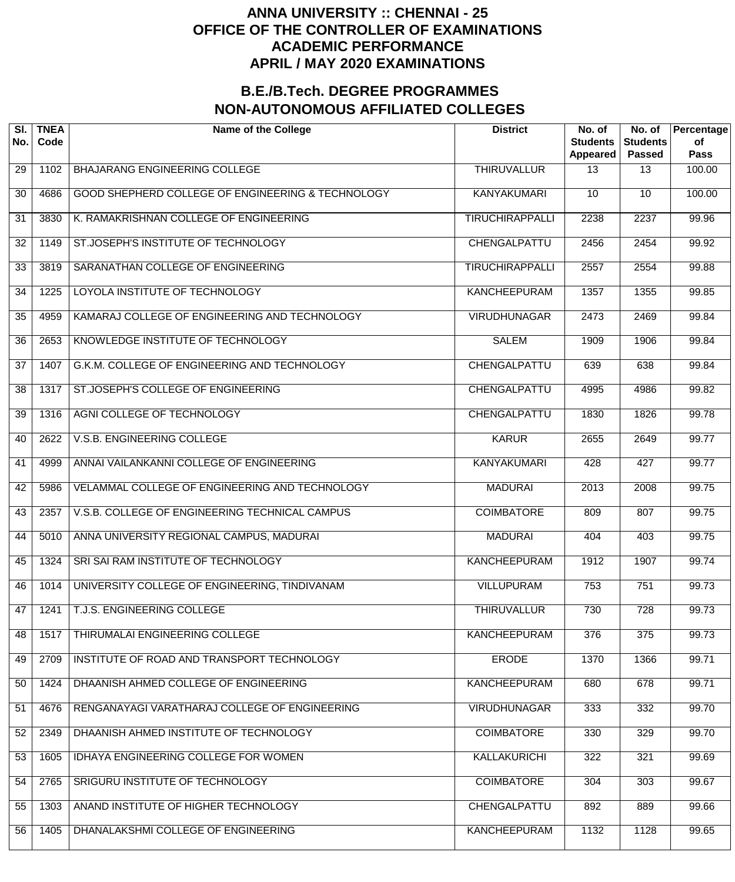# ANNA UNIVERSITY :: CHENNAI - 25
# OFFICE OF THE CONTROLLER OF EXAMINATIONS
# ACADEMIC PERFORMANCE
# APRIL / MAY 2020 EXAMINATIONS

## B.E./B.Tech. DEGREE PROGRAMMES
## NON-AUTONOMOUS AFFILIATED COLLEGES

| Sl. No. | TNEA Code | Name of the College | District | No. of Students Appeared | No. of Students Passed | Percentage of Pass |
|---|---|---|---|---|---|---|
| 29 | 1102 | BHAJARANG ENGINEERING COLLEGE | THIRUVALLUR | 13 | 13 | 100.00 |
| 30 | 4686 | GOOD SHEPHERD COLLEGE OF ENGINEERING & TECHNOLOGY | KANYAKUMARI | 10 | 10 | 100.00 |
| 31 | 3830 | K. RAMAKRISHNAN COLLEGE OF ENGINEERING | TIRUCHIRAPPALLI | 2238 | 2237 | 99.96 |
| 32 | 1149 | ST.JOSEPH'S INSTITUTE OF TECHNOLOGY | CHENGALPATTU | 2456 | 2454 | 99.92 |
| 33 | 3819 | SARANATHAN COLLEGE OF ENGINEERING | TIRUCHIRAPPALLI | 2557 | 2554 | 99.88 |
| 34 | 1225 | LOYOLA INSTITUTE OF TECHNOLOGY | KANCHEEPURAM | 1357 | 1355 | 99.85 |
| 35 | 4959 | KAMARAJ COLLEGE OF ENGINEERING AND TECHNOLOGY | VIRUDHUNAGAR | 2473 | 2469 | 99.84 |
| 36 | 2653 | KNOWLEDGE INSTITUTE OF TECHNOLOGY | SALEM | 1909 | 1906 | 99.84 |
| 37 | 1407 | G.K.M. COLLEGE OF ENGINEERING AND TECHNOLOGY | CHENGALPATTU | 639 | 638 | 99.84 |
| 38 | 1317 | ST.JOSEPH'S COLLEGE OF ENGINEERING | CHENGALPATTU | 4995 | 4986 | 99.82 |
| 39 | 1316 | AGNI COLLEGE OF TECHNOLOGY | CHENGALPATTU | 1830 | 1826 | 99.78 |
| 40 | 2622 | V.S.B. ENGINEERING COLLEGE | KARUR | 2655 | 2649 | 99.77 |
| 41 | 4999 | ANNAI VAILANKANNI COLLEGE OF ENGINEERING | KANYAKUMARI | 428 | 427 | 99.77 |
| 42 | 5986 | VELAMMAL COLLEGE OF ENGINEERING AND TECHNOLOGY | MADURAI | 2013 | 2008 | 99.75 |
| 43 | 2357 | V.S.B. COLLEGE OF ENGINEERING TECHNICAL CAMPUS | COIMBATORE | 809 | 807 | 99.75 |
| 44 | 5010 | ANNA UNIVERSITY REGIONAL CAMPUS, MADURAI | MADURAI | 404 | 403 | 99.75 |
| 45 | 1324 | SRI SAI RAM INSTITUTE OF TECHNOLOGY | KANCHEEPURAM | 1912 | 1907 | 99.74 |
| 46 | 1014 | UNIVERSITY COLLEGE OF ENGINEERING, TINDIVANAM | VILLUPURAM | 753 | 751 | 99.73 |
| 47 | 1241 | T.J.S. ENGINEERING COLLEGE | THIRUVALLUR | 730 | 728 | 99.73 |
| 48 | 1517 | THIRUMALAI ENGINEERING COLLEGE | KANCHEEPURAM | 376 | 375 | 99.73 |
| 49 | 2709 | INSTITUTE OF ROAD AND TRANSPORT TECHNOLOGY | ERODE | 1370 | 1366 | 99.71 |
| 50 | 1424 | DHAANISH AHMED COLLEGE OF ENGINEERING | KANCHEEPURAM | 680 | 678 | 99.71 |
| 51 | 4676 | RENGANAYAGI VARATHARAJ COLLEGE OF ENGINEERING | VIRUDHUNAGAR | 333 | 332 | 99.70 |
| 52 | 2349 | DHAANISH AHMED INSTITUTE OF TECHNOLOGY | COIMBATORE | 330 | 329 | 99.70 |
| 53 | 1605 | IDHAYA ENGINEERING COLLEGE FOR WOMEN | KALLAKURICHI | 322 | 321 | 99.69 |
| 54 | 2765 | SRIGURU INSTITUTE OF TECHNOLOGY | COIMBATORE | 304 | 303 | 99.67 |
| 55 | 1303 | ANAND INSTITUTE OF HIGHER TECHNOLOGY | CHENGALPATTU | 892 | 889 | 99.66 |
| 56 | 1405 | DHANALAKSHMI COLLEGE OF ENGINEERING | KANCHEEPURAM | 1132 | 1128 | 99.65 |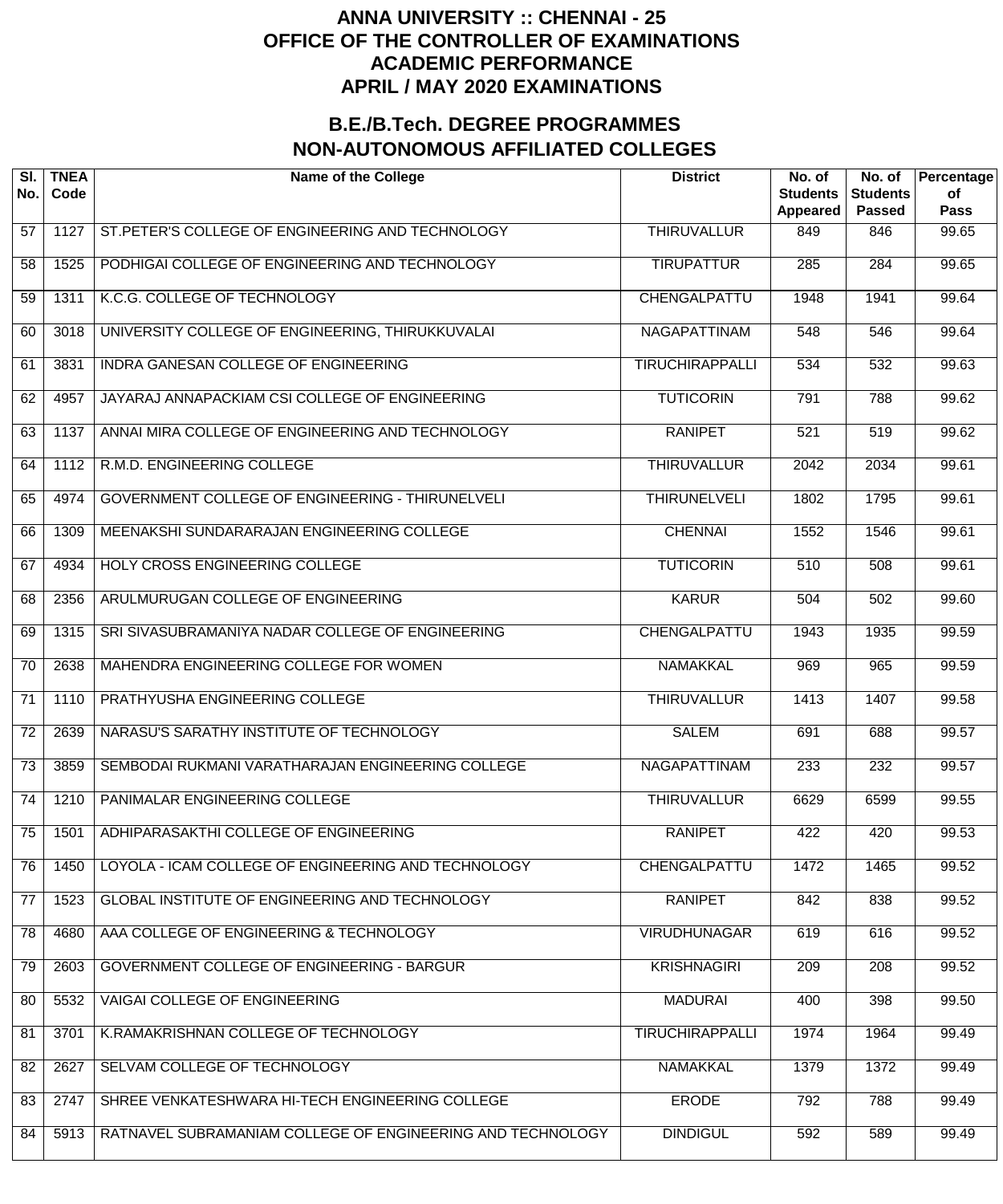# ANNA UNIVERSITY :: CHENNAI - 25
# OFFICE OF THE CONTROLLER OF EXAMINATIONS
# ACADEMIC PERFORMANCE
# APRIL / MAY 2020 EXAMINATIONS

## B.E./B.Tech. DEGREE PROGRAMMES
## NON-AUTONOMOUS AFFILIATED COLLEGES

| Sl. No. | TNEA Code | Name of the College | District | No. of Students Appeared | No. of Students Passed | Percentage of Pass |
|---|---|---|---|---|---|---|
| 57 | 1127 | ST.PETER'S COLLEGE OF ENGINEERING AND TECHNOLOGY | THIRUVALLUR | 849 | 846 | 99.65 |
| 58 | 1525 | PODHIGAI COLLEGE OF ENGINEERING AND TECHNOLOGY | TIRUPATTUR | 285 | 284 | 99.65 |
| 59 | 1311 | K.C.G. COLLEGE OF TECHNOLOGY | CHENGALPATTU | 1948 | 1941 | 99.64 |
| 60 | 3018 | UNIVERSITY COLLEGE OF ENGINEERING, THIRUKKUVALAI | NAGAPATTINAM | 548 | 546 | 99.64 |
| 61 | 3831 | INDRA GANESAN COLLEGE OF ENGINEERING | TIRUCHIRAPPALLI | 534 | 532 | 99.63 |
| 62 | 4957 | JAYARAJ ANNAPACKIAM CSI COLLEGE OF ENGINEERING | TUTICORIN | 791 | 788 | 99.62 |
| 63 | 1137 | ANNAI MIRA COLLEGE OF ENGINEERING AND TECHNOLOGY | RANIPET | 521 | 519 | 99.62 |
| 64 | 1112 | R.M.D. ENGINEERING COLLEGE | THIRUVALLUR | 2042 | 2034 | 99.61 |
| 65 | 4974 | GOVERNMENT COLLEGE OF ENGINEERING - THIRUNELVELI | THIRUNELVELI | 1802 | 1795 | 99.61 |
| 66 | 1309 | MEENAKSHI SUNDARARAJAN ENGINEERING COLLEGE | CHENNAI | 1552 | 1546 | 99.61 |
| 67 | 4934 | HOLY CROSS ENGINEERING COLLEGE | TUTICORIN | 510 | 508 | 99.61 |
| 68 | 2356 | ARULMURUGAN COLLEGE OF ENGINEERING | KARUR | 504 | 502 | 99.60 |
| 69 | 1315 | SRI SIVASUBRAMANIYA NADAR COLLEGE OF ENGINEERING | CHENGALPATTU | 1943 | 1935 | 99.59 |
| 70 | 2638 | MAHENDRA ENGINEERING COLLEGE FOR WOMEN | NAMAKKAL | 969 | 965 | 99.59 |
| 71 | 1110 | PRATHYUSHA ENGINEERING COLLEGE | THIRUVALLUR | 1413 | 1407 | 99.58 |
| 72 | 2639 | NARASU'S SARATHY INSTITUTE OF TECHNOLOGY | SALEM | 691 | 688 | 99.57 |
| 73 | 3859 | SEMBODAI RUKMANI VARATHARAJAN ENGINEERING COLLEGE | NAGAPATTINAM | 233 | 232 | 99.57 |
| 74 | 1210 | PANIMALAR ENGINEERING COLLEGE | THIRUVALLUR | 6629 | 6599 | 99.55 |
| 75 | 1501 | ADHIPARASAKTHI COLLEGE OF ENGINEERING | RANIPET | 422 | 420 | 99.53 |
| 76 | 1450 | LOYOLA - ICAM COLLEGE OF ENGINEERING AND TECHNOLOGY | CHENGALPATTU | 1472 | 1465 | 99.52 |
| 77 | 1523 | GLOBAL INSTITUTE OF ENGINEERING AND TECHNOLOGY | RANIPET | 842 | 838 | 99.52 |
| 78 | 4680 | AAA COLLEGE OF ENGINEERING & TECHNOLOGY | VIRUDHUNAGAR | 619 | 616 | 99.52 |
| 79 | 2603 | GOVERNMENT COLLEGE OF ENGINEERING - BARGUR | KRISHNAGIRI | 209 | 208 | 99.52 |
| 80 | 5532 | VAIGAI COLLEGE OF ENGINEERING | MADURAI | 400 | 398 | 99.50 |
| 81 | 3701 | K.RAMAKRISHNAN COLLEGE OF TECHNOLOGY | TIRUCHIRAPPALLI | 1974 | 1964 | 99.49 |
| 82 | 2627 | SELVAM COLLEGE OF TECHNOLOGY | NAMAKKAL | 1379 | 1372 | 99.49 |
| 83 | 2747 | SHREE VENKATESHWARA HI-TECH ENGINEERING COLLEGE | ERODE | 792 | 788 | 99.49 |
| 84 | 5913 | RATNAVEL SUBRAMANIAM COLLEGE OF ENGINEERING AND TECHNOLOGY | DINDIGUL | 592 | 589 | 99.49 |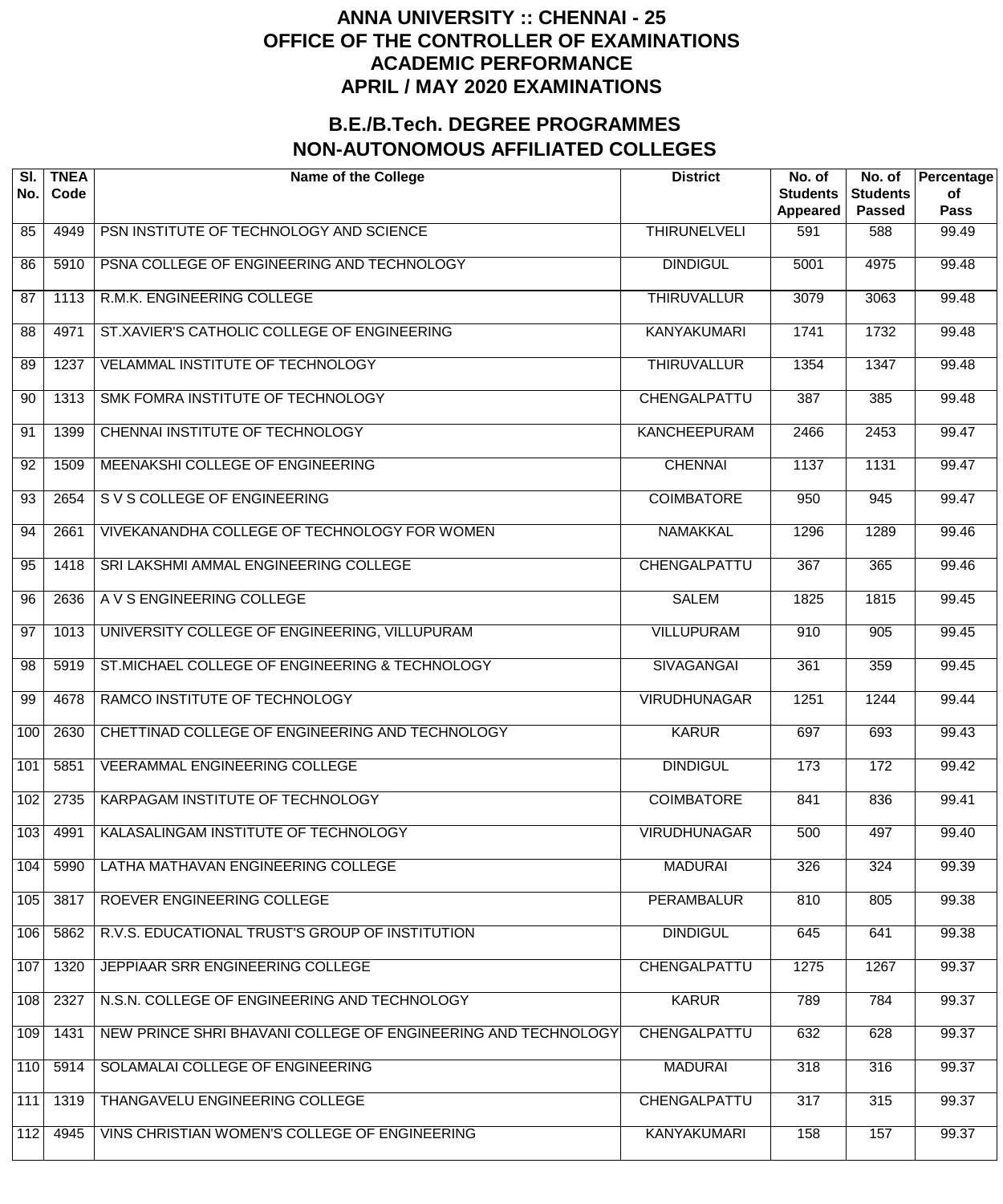# ANNA UNIVERSITY :: CHENNAI - 25
# OFFICE OF THE CONTROLLER OF EXAMINATIONS
# ACADEMIC PERFORMANCE
# APRIL / MAY 2020 EXAMINATIONS

## B.E./B.Tech. DEGREE PROGRAMMES
## NON-AUTONOMOUS AFFILIATED COLLEGES

| Sl. No. | TNEA Code | Name of the College | District | No. of Students Appeared | No. of Students Passed | Percentage of Pass |
|---|---|---|---|---|---|---|
| 85 | 4949 | PSN INSTITUTE OF TECHNOLOGY AND SCIENCE | THIRUNELVELI | 591 | 588 | 99.49 |
| 86 | 5910 | PSNA COLLEGE OF ENGINEERING AND TECHNOLOGY | DINDIGUL | 5001 | 4975 | 99.48 |
| 87 | 1113 | R.M.K. ENGINEERING COLLEGE | THIRUVALLUR | 3079 | 3063 | 99.48 |
| 88 | 4971 | ST.XAVIER'S CATHOLIC COLLEGE OF ENGINEERING | KANYAKUMARI | 1741 | 1732 | 99.48 |
| 89 | 1237 | VELAMMAL INSTITUTE OF TECHNOLOGY | THIRUVALLUR | 1354 | 1347 | 99.48 |
| 90 | 1313 | SMK FOMRA INSTITUTE OF TECHNOLOGY | CHENGALPATTU | 387 | 385 | 99.48 |
| 91 | 1399 | CHENNAI INSTITUTE OF TECHNOLOGY | KANCHEEPURAM | 2466 | 2453 | 99.47 |
| 92 | 1509 | MEENAKSHI COLLEGE OF ENGINEERING | CHENNAI | 1137 | 1131 | 99.47 |
| 93 | 2654 | S V S COLLEGE OF ENGINEERING | COIMBATORE | 950 | 945 | 99.47 |
| 94 | 2661 | VIVEKANANDHA COLLEGE OF TECHNOLOGY FOR WOMEN | NAMAKKAL | 1296 | 1289 | 99.46 |
| 95 | 1418 | SRI LAKSHMI AMMAL ENGINEERING COLLEGE | CHENGALPATTU | 367 | 365 | 99.46 |
| 96 | 2636 | A V S ENGINEERING COLLEGE | SALEM | 1825 | 1815 | 99.45 |
| 97 | 1013 | UNIVERSITY COLLEGE OF ENGINEERING, VILLUPURAM | VILLUPURAM | 910 | 905 | 99.45 |
| 98 | 5919 | ST.MICHAEL COLLEGE OF ENGINEERING & TECHNOLOGY | SIVAGANGAI | 361 | 359 | 99.45 |
| 99 | 4678 | RAMCO INSTITUTE OF TECHNOLOGY | VIRUDHUNAGAR | 1251 | 1244 | 99.44 |
| 100 | 2630 | CHETTINAD COLLEGE OF ENGINEERING AND TECHNOLOGY | KARUR | 697 | 693 | 99.43 |
| 101 | 5851 | VEERAMMAL ENGINEERING COLLEGE | DINDIGUL | 173 | 172 | 99.42 |
| 102 | 2735 | KARPAGAM INSTITUTE OF TECHNOLOGY | COIMBATORE | 841 | 836 | 99.41 |
| 103 | 4991 | KALASALINGAM INSTITUTE OF TECHNOLOGY | VIRUDHUNAGAR | 500 | 497 | 99.40 |
| 104 | 5990 | LATHA MATHAVAN ENGINEERING COLLEGE | MADURAI | 326 | 324 | 99.39 |
| 105 | 3817 | ROEVER ENGINEERING COLLEGE | PERAMBALUR | 810 | 805 | 99.38 |
| 106 | 5862 | R.V.S. EDUCATIONAL TRUST'S GROUP OF INSTITUTION | DINDIGUL | 645 | 641 | 99.38 |
| 107 | 1320 | JEPPIAAR SRR ENGINEERING COLLEGE | CHENGALPATTU | 1275 | 1267 | 99.37 |
| 108 | 2327 | N.S.N. COLLEGE OF ENGINEERING AND TECHNOLOGY | KARUR | 789 | 784 | 99.37 |
| 109 | 1431 | NEW PRINCE SHRI BHAVANI COLLEGE OF ENGINEERING AND TECHNOLOGY | CHENGALPATTU | 632 | 628 | 99.37 |
| 110 | 5914 | SOLAMALAI COLLEGE OF ENGINEERING | MADURAI | 318 | 316 | 99.37 |
| 111 | 1319 | THANGAVELU ENGINEERING COLLEGE | CHENGALPATTU | 317 | 315 | 99.37 |
| 112 | 4945 | VINS CHRISTIAN WOMEN'S COLLEGE OF ENGINEERING | KANYAKUMARI | 158 | 157 | 99.37 |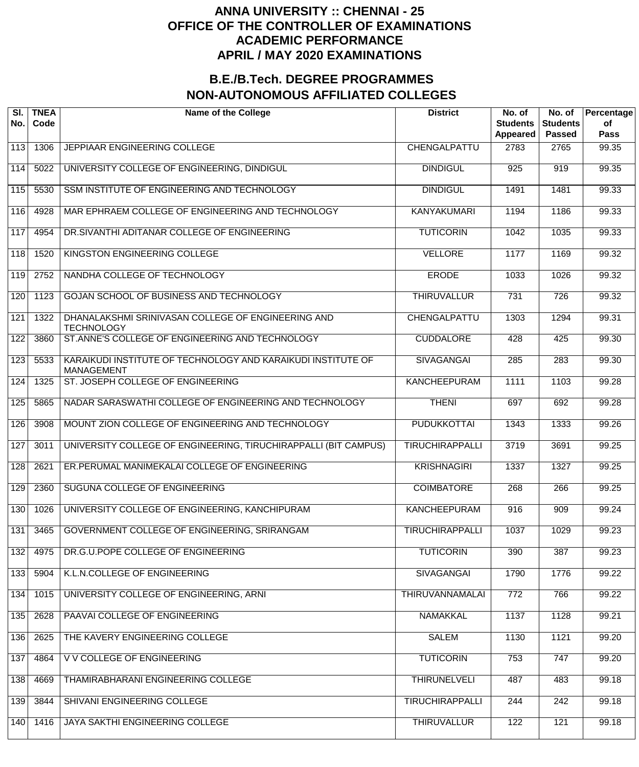# ANNA UNIVERSITY :: CHENNAI - 25
# OFFICE OF THE CONTROLLER OF EXAMINATIONS
# ACADEMIC PERFORMANCE
# APRIL / MAY 2020 EXAMINATIONS

## B.E./B.Tech. DEGREE PROGRAMMES
## NON-AUTONOMOUS AFFILIATED COLLEGES

| Sl. No. | TNEA Code | Name of the College | District | No. of Students Appeared | No. of Students Passed | Percentage of Pass |
|---|---|---|---|---|---|---|
| 113 | 1306 | JEPPIAAR ENGINEERING COLLEGE | CHENGALPATTU | 2783 | 2765 | 99.35 |
| 114 | 5022 | UNIVERSITY COLLEGE OF ENGINEERING, DINDIGUL | DINDIGUL | 925 | 919 | 99.35 |
| 115 | 5530 | SSM INSTITUTE OF ENGINEERING AND TECHNOLOGY | DINDIGUL | 1491 | 1481 | 99.33 |
| 116 | 4928 | MAR EPHRAEM COLLEGE OF ENGINEERING AND TECHNOLOGY | KANYAKUMARI | 1194 | 1186 | 99.33 |
| 117 | 4954 | DR.SIVANTHI ADITANAR COLLEGE OF ENGINEERING | TUTICORIN | 1042 | 1035 | 99.33 |
| 118 | 1520 | KINGSTON ENGINEERING COLLEGE | VELLORE | 1177 | 1169 | 99.32 |
| 119 | 2752 | NANDHA COLLEGE OF TECHNOLOGY | ERODE | 1033 | 1026 | 99.32 |
| 120 | 1123 | GOJAN SCHOOL OF BUSINESS AND TECHNOLOGY | THIRUVALLUR | 731 | 726 | 99.32 |
| 121 | 1322 | DHANALAKSHMI SRINIVASAN COLLEGE OF ENGINEERING AND TECHNOLOGY | CHENGALPATTU | 1303 | 1294 | 99.31 |
| 122 | 3860 | ST.ANNE'S COLLEGE OF ENGINEERING AND TECHNOLOGY | CUDDALORE | 428 | 425 | 99.30 |
| 123 | 5533 | KARAIKUDI INSTITUTE OF TECHNOLOGY AND KARAIKUDI INSTITUTE OF MANAGEMENT | SIVAGANGAI | 285 | 283 | 99.30 |
| 124 | 1325 | ST. JOSEPH COLLEGE OF ENGINEERING | KANCHEEPURAM | 1111 | 1103 | 99.28 |
| 125 | 5865 | NADAR SARASWATHI COLLEGE OF ENGINEERING AND TECHNOLOGY | THENI | 697 | 692 | 99.28 |
| 126 | 3908 | MOUNT ZION COLLEGE OF ENGINEERING AND TECHNOLOGY | PUDUKKOTTAI | 1343 | 1333 | 99.26 |
| 127 | 3011 | UNIVERSITY COLLEGE OF ENGINEERING, TIRUCHIRAPPALLI (BIT CAMPUS) | TIRUCHIRAPPALLI | 3719 | 3691 | 99.25 |
| 128 | 2621 | ER.PERUMAL MANIMEKALAI COLLEGE OF ENGINEERING | KRISHNAGIRI | 1337 | 1327 | 99.25 |
| 129 | 2360 | SUGUNA COLLEGE OF ENGINEERING | COIMBATORE | 268 | 266 | 99.25 |
| 130 | 1026 | UNIVERSITY COLLEGE OF ENGINEERING, KANCHIPURAM | KANCHEEPURAM | 916 | 909 | 99.24 |
| 131 | 3465 | GOVERNMENT COLLEGE OF ENGINEERING, SRIRANGAM | TIRUCHIRAPPALLI | 1037 | 1029 | 99.23 |
| 132 | 4975 | DR.G.U.POPE COLLEGE OF ENGINEERING | TUTICORIN | 390 | 387 | 99.23 |
| 133 | 5904 | K.L.N.COLLEGE OF ENGINEERING | SIVAGANGAI | 1790 | 1776 | 99.22 |
| 134 | 1015 | UNIVERSITY COLLEGE OF ENGINEERING, ARNI | THIRUVANNAMALAI | 772 | 766 | 99.22 |
| 135 | 2628 | PAAVAI COLLEGE OF ENGINEERING | NAMAKKAL | 1137 | 1128 | 99.21 |
| 136 | 2625 | THE KAVERY ENGINEERING COLLEGE | SALEM | 1130 | 1121 | 99.20 |
| 137 | 4864 | V V COLLEGE OF ENGINEERING | TUTICORIN | 753 | 747 | 99.20 |
| 138 | 4669 | THAMIRABHARANI ENGINEERING COLLEGE | THIRUNELVELI | 487 | 483 | 99.18 |
| 139 | 3844 | SHIVANI ENGINEERING COLLEGE | TIRUCHIRAPPALLI | 244 | 242 | 99.18 |
| 140 | 1416 | JAYA SAKTHI ENGINEERING COLLEGE | THIRUVALLUR | 122 | 121 | 99.18 |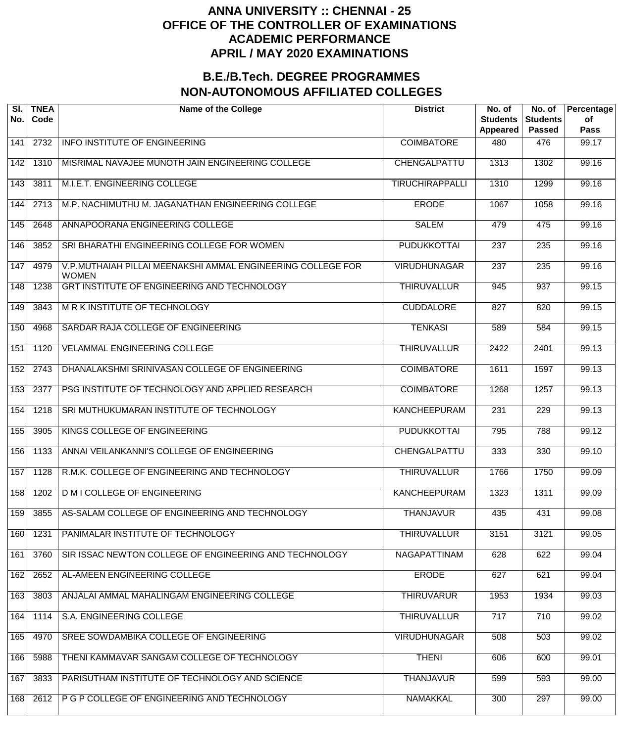# ANNA UNIVERSITY :: CHENNAI - 25
# OFFICE OF THE CONTROLLER OF EXAMINATIONS
# ACADEMIC PERFORMANCE
# APRIL / MAY 2020 EXAMINATIONS

## B.E./B.Tech. DEGREE PROGRAMMES
## NON-AUTONOMOUS AFFILIATED COLLEGES

| Sl. No. | TNEA Code | Name of the College | District | No. of Students Appeared | No. of Students Passed | Percentage of Pass |
|---|---|---|---|---|---|---|
| 141 | 2732 | INFO INSTITUTE OF ENGINEERING | COIMBATORE | 480 | 476 | 99.17 |
| 142 | 1310 | MISRIMAL NAVAJEE MUNOTH JAIN ENGINEERING COLLEGE | CHENGALPATTU | 1313 | 1302 | 99.16 |
| 143 | 3811 | M.I.E.T. ENGINEERING COLLEGE | TIRUCHIRAPPALLI | 1310 | 1299 | 99.16 |
| 144 | 2713 | M.P. NACHIMUTHU M. JAGANATHAN ENGINEERING COLLEGE | ERODE | 1067 | 1058 | 99.16 |
| 145 | 2648 | ANNAPOORANA ENGINEERING COLLEGE | SALEM | 479 | 475 | 99.16 |
| 146 | 3852 | SRI BHARATHI ENGINEERING COLLEGE FOR WOMEN | PUDUKKOTTAI | 237 | 235 | 99.16 |
| 147 | 4979 | V.P.MUTHAIAH PILLAI MEENAKSHI AMMAL ENGINEERING COLLEGE FOR WOMEN | VIRUDHUNAGAR | 237 | 235 | 99.16 |
| 148 | 1238 | GRT INSTITUTE OF ENGINEERING AND TECHNOLOGY | THIRUVALLUR | 945 | 937 | 99.15 |
| 149 | 3843 | M R K INSTITUTE OF TECHNOLOGY | CUDDALORE | 827 | 820 | 99.15 |
| 150 | 4968 | SARDAR RAJA COLLEGE OF ENGINEERING | TENKASI | 589 | 584 | 99.15 |
| 151 | 1120 | VELAMMAL ENGINEERING COLLEGE | THIRUVALLUR | 2422 | 2401 | 99.13 |
| 152 | 2743 | DHANALAKSHMI SRINIVASAN COLLEGE OF ENGINEERING | COIMBATORE | 1611 | 1597 | 99.13 |
| 153 | 2377 | PSG INSTITUTE OF TECHNOLOGY AND APPLIED RESEARCH | COIMBATORE | 1268 | 1257 | 99.13 |
| 154 | 1218 | SRI MUTHUKUMARAN INSTITUTE OF TECHNOLOGY | KANCHEEPURAM | 231 | 229 | 99.13 |
| 155 | 3905 | KINGS COLLEGE OF ENGINEERING | PUDUKKOTTAI | 795 | 788 | 99.12 |
| 156 | 1133 | ANNAI VEILANKANNI'S COLLEGE OF ENGINEERING | CHENGALPATTU | 333 | 330 | 99.10 |
| 157 | 1128 | R.M.K. COLLEGE OF ENGINEERING AND TECHNOLOGY | THIRUVALLUR | 1766 | 1750 | 99.09 |
| 158 | 1202 | D M I COLLEGE OF ENGINEERING | KANCHEEPURAM | 1323 | 1311 | 99.09 |
| 159 | 3855 | AS-SALAM COLLEGE OF ENGINEERING AND TECHNOLOGY | THANJAVUR | 435 | 431 | 99.08 |
| 160 | 1231 | PANIMALAR INSTITUTE OF TECHNOLOGY | THIRUVALLUR | 3151 | 3121 | 99.05 |
| 161 | 3760 | SIR ISSAC NEWTON COLLEGE OF ENGINEERING AND TECHNOLOGY | NAGAPATTINAM | 628 | 622 | 99.04 |
| 162 | 2652 | AL-AMEEN ENGINEERING COLLEGE | ERODE | 627 | 621 | 99.04 |
| 163 | 3803 | ANJALAI AMMAL MAHALINGAM ENGINEERING COLLEGE | THIRUVARUR | 1953 | 1934 | 99.03 |
| 164 | 1114 | S.A. ENGINEERING COLLEGE | THIRUVALLUR | 717 | 710 | 99.02 |
| 165 | 4970 | SREE SOWDAMBIKA COLLEGE OF ENGINEERING | VIRUDHUNAGAR | 508 | 503 | 99.02 |
| 166 | 5988 | THENI KAMMAVAR SANGAM COLLEGE OF TECHNOLOGY | THENI | 606 | 600 | 99.01 |
| 167 | 3833 | PARISUTHAM INSTITUTE OF TECHNOLOGY AND SCIENCE | THANJAVUR | 599 | 593 | 99.00 |
| 168 | 2612 | P G P COLLEGE OF ENGINEERING AND TECHNOLOGY | NAMAKKAL | 300 | 297 | 99.00 |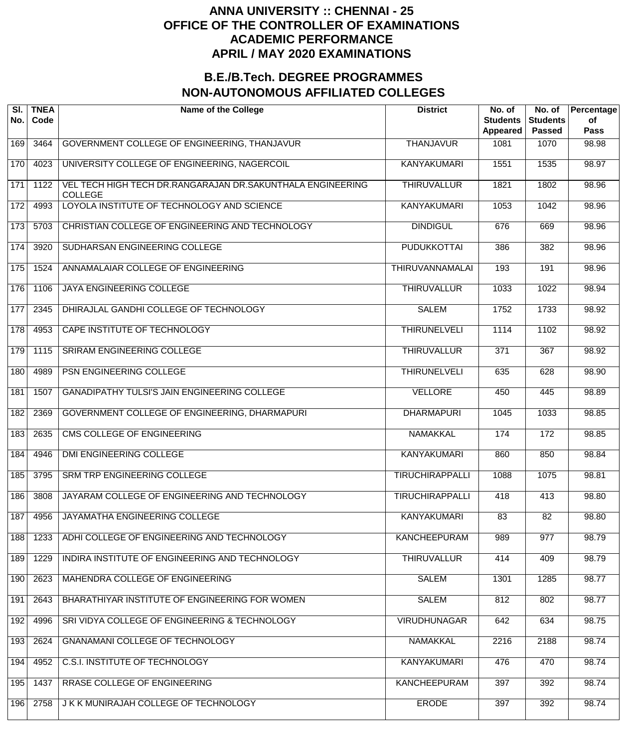# ANNA UNIVERSITY :: CHENNAI - 25
# OFFICE OF THE CONTROLLER OF EXAMINATIONS
# ACADEMIC PERFORMANCE
# APRIL / MAY 2020 EXAMINATIONS

## B.E./B.Tech. DEGREE PROGRAMMES
## NON-AUTONOMOUS AFFILIATED COLLEGES

| Sl. No. | TNEA Code | Name of the College | District | No. of Students Appeared | No. of Students Passed | Percentage of Pass |
|---|---|---|---|---|---|---|
| 169 | 3464 | GOVERNMENT COLLEGE OF ENGINEERING, THANJAVUR | THANJAVUR | 1081 | 1070 | 98.98 |
| 170 | 4023 | UNIVERSITY COLLEGE OF ENGINEERING, NAGERCOIL | KANYAKUMARI | 1551 | 1535 | 98.97 |
| 171 | 1122 | VEL TECH HIGH TECH DR.RANGARAJAN DR.SAKUNTHALA ENGINEERING COLLEGE | THIRUVALLUR | 1821 | 1802 | 98.96 |
| 172 | 4993 | LOYOLA INSTITUTE OF TECHNOLOGY AND SCIENCE | KANYAKUMARI | 1053 | 1042 | 98.96 |
| 173 | 5703 | CHRISTIAN COLLEGE OF ENGINEERING AND TECHNOLOGY | DINDIGUL | 676 | 669 | 98.96 |
| 174 | 3920 | SUDHARSAN ENGINEERING COLLEGE | PUDUKKOTTAI | 386 | 382 | 98.96 |
| 175 | 1524 | ANNAMALAIAR COLLEGE OF ENGINEERING | THIRUVANNAMALAI | 193 | 191 | 98.96 |
| 176 | 1106 | JAYA ENGINEERING COLLEGE | THIRUVALLUR | 1033 | 1022 | 98.94 |
| 177 | 2345 | DHIRAJLAL GANDHI COLLEGE OF TECHNOLOGY | SALEM | 1752 | 1733 | 98.92 |
| 178 | 4953 | CAPE INSTITUTE OF TECHNOLOGY | THIRUNELVELI | 1114 | 1102 | 98.92 |
| 179 | 1115 | SRIRAM ENGINEERING COLLEGE | THIRUVALLUR | 371 | 367 | 98.92 |
| 180 | 4989 | PSN ENGINEERING COLLEGE | THIRUNELVELI | 635 | 628 | 98.90 |
| 181 | 1507 | GANADIPATHY TULSI'S JAIN ENGINEERING COLLEGE | VELLORE | 450 | 445 | 98.89 |
| 182 | 2369 | GOVERNMENT COLLEGE OF ENGINEERING, DHARMAPURI | DHARMAPURI | 1045 | 1033 | 98.85 |
| 183 | 2635 | CMS COLLEGE OF ENGINEERING | NAMAKKAL | 174 | 172 | 98.85 |
| 184 | 4946 | DMI ENGINEERING COLLEGE | KANYAKUMARI | 860 | 850 | 98.84 |
| 185 | 3795 | SRM TRP ENGINEERING COLLEGE | TIRUCHIRAPPALLI | 1088 | 1075 | 98.81 |
| 186 | 3808 | JAYARAM COLLEGE OF ENGINEERING AND TECHNOLOGY | TIRUCHIRAPPALLI | 418 | 413 | 98.80 |
| 187 | 4956 | JAYAMATHA ENGINEERING COLLEGE | KANYAKUMARI | 83 | 82 | 98.80 |
| 188 | 1233 | ADHI COLLEGE OF ENGINEERING AND TECHNOLOGY | KANCHEEPURAM | 989 | 977 | 98.79 |
| 189 | 1229 | INDIRA INSTITUTE OF ENGINEERING AND TECHNOLOGY | THIRUVALLUR | 414 | 409 | 98.79 |
| 190 | 2623 | MAHENDRA COLLEGE OF ENGINEERING | SALEM | 1301 | 1285 | 98.77 |
| 191 | 2643 | BHARATHIYAR INSTITUTE OF ENGINEERING FOR WOMEN | SALEM | 812 | 802 | 98.77 |
| 192 | 4996 | SRI VIDYA COLLEGE OF ENGINEERING & TECHNOLOGY | VIRUDHUNAGAR | 642 | 634 | 98.75 |
| 193 | 2624 | GNANAMANI COLLEGE OF TECHNOLOGY | NAMAKKAL | 2216 | 2188 | 98.74 |
| 194 | 4952 | C.S.I. INSTITUTE OF TECHNOLOGY | KANYAKUMARI | 476 | 470 | 98.74 |
| 195 | 1437 | RRASE COLLEGE OF ENGINEERING | KANCHEEPURAM | 397 | 392 | 98.74 |
| 196 | 2758 | J K K MUNIRAJAH COLLEGE OF TECHNOLOGY | ERODE | 397 | 392 | 98.74 |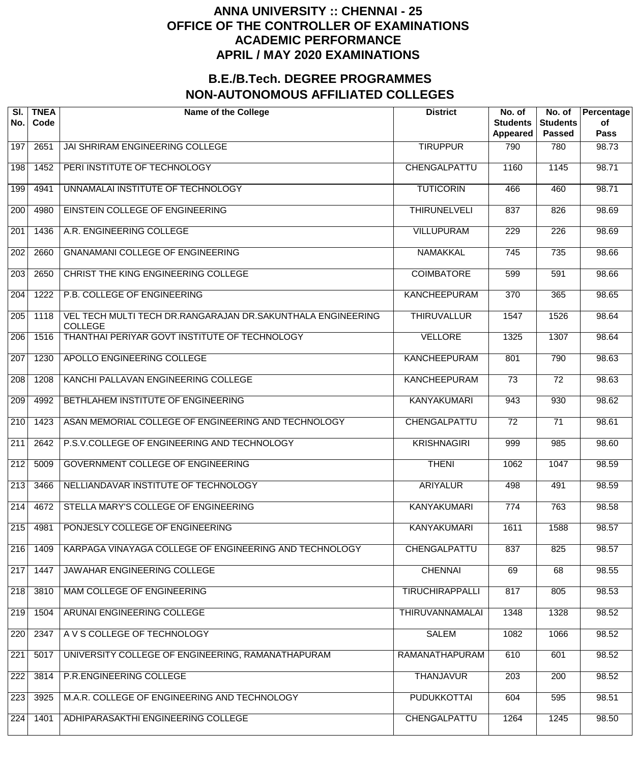# ANNA UNIVERSITY :: CHENNAI - 25
# OFFICE OF THE CONTROLLER OF EXAMINATIONS
# ACADEMIC PERFORMANCE
# APRIL / MAY 2020 EXAMINATIONS

## B.E./B.Tech. DEGREE PROGRAMMES
## NON-AUTONOMOUS AFFILIATED COLLEGES

| Sl. No. | TNEA Code | Name of the College | District | No. of Students Appeared | No. of Students Passed | Percentage of Pass |
|---|---|---|---|---|---|---|
| 197 | 2651 | JAI SHRIRAM ENGINEERING COLLEGE | TIRUPPUR | 790 | 780 | 98.73 |
| 198 | 1452 | PERI INSTITUTE OF TECHNOLOGY | CHENGALPATTU | 1160 | 1145 | 98.71 |
| 199 | 4941 | UNNAMALAI INSTITUTE OF TECHNOLOGY | TUTICORIN | 466 | 460 | 98.71 |
| 200 | 4980 | EINSTEIN COLLEGE OF ENGINEERING | THIRUNELVELI | 837 | 826 | 98.69 |
| 201 | 1436 | A.R. ENGINEERING COLLEGE | VILLUPURAM | 229 | 226 | 98.69 |
| 202 | 2660 | GNANAMANI COLLEGE OF ENGINEERING | NAMAKKAL | 745 | 735 | 98.66 |
| 203 | 2650 | CHRIST THE KING ENGINEERING COLLEGE | COIMBATORE | 599 | 591 | 98.66 |
| 204 | 1222 | P.B. COLLEGE OF ENGINEERING | KANCHEEPURAM | 370 | 365 | 98.65 |
| 205 | 1118 | VEL TECH MULTI TECH DR.RANGARAJAN DR.SAKUNTHALA ENGINEERING COLLEGE | THIRUVALLUR | 1547 | 1526 | 98.64 |
| 206 | 1516 | THANTHAI PERIYAR GOVT INSTITUTE OF TECHNOLOGY | VELLORE | 1325 | 1307 | 98.64 |
| 207 | 1230 | APOLLO ENGINEERING COLLEGE | KANCHEEPURAM | 801 | 790 | 98.63 |
| 208 | 1208 | KANCHI PALLAVAN ENGINEERING COLLEGE | KANCHEEPURAM | 73 | 72 | 98.63 |
| 209 | 4992 | BETHLAHEM INSTITUTE OF ENGINEERING | KANYAKUMARI | 943 | 930 | 98.62 |
| 210 | 1423 | ASAN MEMORIAL COLLEGE OF ENGINEERING AND TECHNOLOGY | CHENGALPATTU | 72 | 71 | 98.61 |
| 211 | 2642 | P.S.V.COLLEGE OF ENGINEERING AND TECHNOLOGY | KRISHNAGIRI | 999 | 985 | 98.60 |
| 212 | 5009 | GOVERNMENT COLLEGE OF ENGINEERING | THENI | 1062 | 1047 | 98.59 |
| 213 | 3466 | NELLIANDAVAR INSTITUTE OF TECHNOLOGY | ARIYALUR | 498 | 491 | 98.59 |
| 214 | 4672 | STELLA MARY'S COLLEGE OF ENGINEERING | KANYAKUMARI | 774 | 763 | 98.58 |
| 215 | 4981 | PONJESLY COLLEGE OF ENGINEERING | KANYAKUMARI | 1611 | 1588 | 98.57 |
| 216 | 1409 | KARPAGA VINAYAGA COLLEGE OF ENGINEERING AND TECHNOLOGY | CHENGALPATTU | 837 | 825 | 98.57 |
| 217 | 1447 | JAWAHAR ENGINEERING COLLEGE | CHENNAI | 69 | 68 | 98.55 |
| 218 | 3810 | MAM COLLEGE OF ENGINEERING | TIRUCHIRAPPALLI | 817 | 805 | 98.53 |
| 219 | 1504 | ARUNAI ENGINEERING COLLEGE | THIRUVANNAMALAI | 1348 | 1328 | 98.52 |
| 220 | 2347 | A V S COLLEGE OF TECHNOLOGY | SALEM | 1082 | 1066 | 98.52 |
| 221 | 5017 | UNIVERSITY COLLEGE OF ENGINEERING, RAMANATHAPURAM | RAMANATHAPURAM | 610 | 601 | 98.52 |
| 222 | 3814 | P.R.ENGINEERING COLLEGE | THANJAVUR | 203 | 200 | 98.52 |
| 223 | 3925 | M.A.R. COLLEGE OF ENGINEERING AND TECHNOLOGY | PUDUKKOTTAI | 604 | 595 | 98.51 |
| 224 | 1401 | ADHIPARASAKTHI ENGINEERING COLLEGE | CHENGALPATTU | 1264 | 1245 | 98.50 |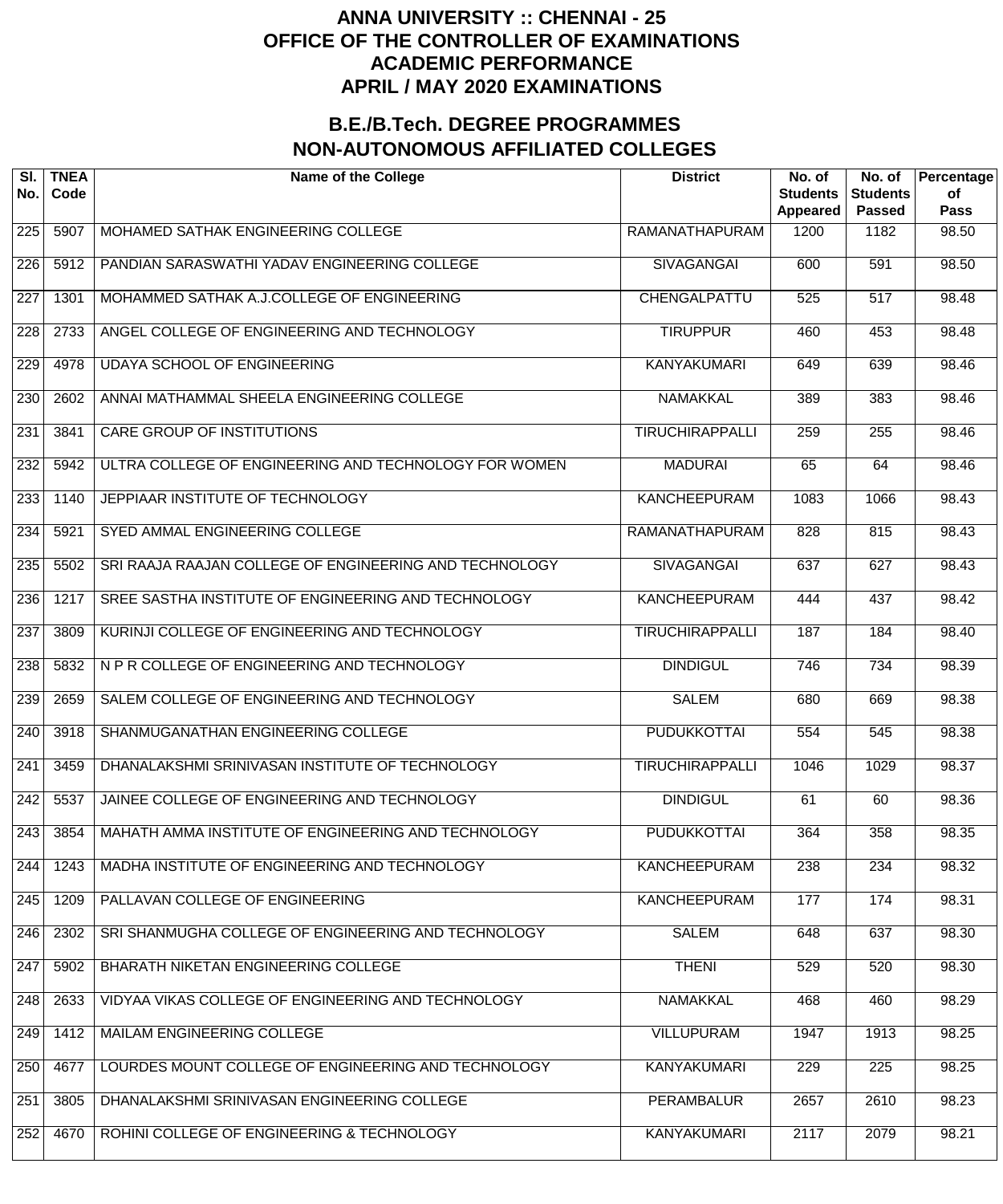# ANNA UNIVERSITY :: CHENNAI - 25
# OFFICE OF THE CONTROLLER OF EXAMINATIONS
# ACADEMIC PERFORMANCE
# APRIL / MAY 2020 EXAMINATIONS

## B.E./B.Tech. DEGREE PROGRAMMES
## NON-AUTONOMOUS AFFILIATED COLLEGES

| Sl. No. | TNEA Code | Name of the College | District | No. of Students Appeared | No. of Students Passed | Percentage of Pass |
|---|---|---|---|---|---|---|
| 225 | 5907 | MOHAMED SATHAK ENGINEERING COLLEGE | RAMANATHAPURAM | 1200 | 1182 | 98.50 |
| 226 | 5912 | PANDIAN SARASWATHI YADAV ENGINEERING COLLEGE | SIVAGANGAI | 600 | 591 | 98.50 |
| 227 | 1301 | MOHAMMED SATHAK A.J.COLLEGE OF ENGINEERING | CHENGALPATTU | 525 | 517 | 98.48 |
| 228 | 2733 | ANGEL COLLEGE OF ENGINEERING AND TECHNOLOGY | TIRUPPUR | 460 | 453 | 98.48 |
| 229 | 4978 | UDAYA SCHOOL OF ENGINEERING | KANYAKUMARI | 649 | 639 | 98.46 |
| 230 | 2602 | ANNAI MATHAMMAL SHEELA ENGINEERING COLLEGE | NAMAKKAL | 389 | 383 | 98.46 |
| 231 | 3841 | CARE GROUP OF INSTITUTIONS | TIRUCHIRAPPALLI | 259 | 255 | 98.46 |
| 232 | 5942 | ULTRA COLLEGE OF ENGINEERING AND TECHNOLOGY FOR WOMEN | MADURAI | 65 | 64 | 98.46 |
| 233 | 1140 | JEPPIAAR INSTITUTE OF TECHNOLOGY | KANCHEEPURAM | 1083 | 1066 | 98.43 |
| 234 | 5921 | SYED AMMAL ENGINEERING COLLEGE | RAMANATHAPURAM | 828 | 815 | 98.43 |
| 235 | 5502 | SRI RAAJA RAAJAN COLLEGE OF ENGINEERING AND TECHNOLOGY | SIVAGANGAI | 637 | 627 | 98.43 |
| 236 | 1217 | SREE SASTHA INSTITUTE OF ENGINEERING AND TECHNOLOGY | KANCHEEPURAM | 444 | 437 | 98.42 |
| 237 | 3809 | KURINJI COLLEGE OF ENGINEERING AND TECHNOLOGY | TIRUCHIRAPPALLI | 187 | 184 | 98.40 |
| 238 | 5832 | N P R COLLEGE OF ENGINEERING AND TECHNOLOGY | DINDIGUL | 746 | 734 | 98.39 |
| 239 | 2659 | SALEM COLLEGE OF ENGINEERING AND TECHNOLOGY | SALEM | 680 | 669 | 98.38 |
| 240 | 3918 | SHANMUGANATHAN ENGINEERING COLLEGE | PUDUKKOTTAI | 554 | 545 | 98.38 |
| 241 | 3459 | DHANALAKSHMI SRINIVASAN INSTITUTE OF TECHNOLOGY | TIRUCHIRAPPALLI | 1046 | 1029 | 98.37 |
| 242 | 5537 | JAINEE COLLEGE OF ENGINEERING AND TECHNOLOGY | DINDIGUL | 61 | 60 | 98.36 |
| 243 | 3854 | MAHATH AMMA INSTITUTE OF ENGINEERING AND TECHNOLOGY | PUDUKKOTTAI | 364 | 358 | 98.35 |
| 244 | 1243 | MADHA INSTITUTE OF ENGINEERING AND TECHNOLOGY | KANCHEEPURAM | 238 | 234 | 98.32 |
| 245 | 1209 | PALLAVAN COLLEGE OF ENGINEERING | KANCHEEPURAM | 177 | 174 | 98.31 |
| 246 | 2302 | SRI SHANMUGHA COLLEGE OF ENGINEERING AND TECHNOLOGY | SALEM | 648 | 637 | 98.30 |
| 247 | 5902 | BHARATH NIKETAN ENGINEERING COLLEGE | THENI | 529 | 520 | 98.30 |
| 248 | 2633 | VIDYAA VIKAS COLLEGE OF ENGINEERING AND TECHNOLOGY | NAMAKKAL | 468 | 460 | 98.29 |
| 249 | 1412 | MAILAM ENGINEERING COLLEGE | VILLUPURAM | 1947 | 1913 | 98.25 |
| 250 | 4677 | LOURDES MOUNT COLLEGE OF ENGINEERING AND TECHNOLOGY | KANYAKUMARI | 229 | 225 | 98.25 |
| 251 | 3805 | DHANALAKSHMI SRINIVASAN ENGINEERING COLLEGE | PERAMBALUR | 2657 | 2610 | 98.23 |
| 252 | 4670 | ROHINI COLLEGE OF ENGINEERING & TECHNOLOGY | KANYAKUMARI | 2117 | 2079 | 98.21 |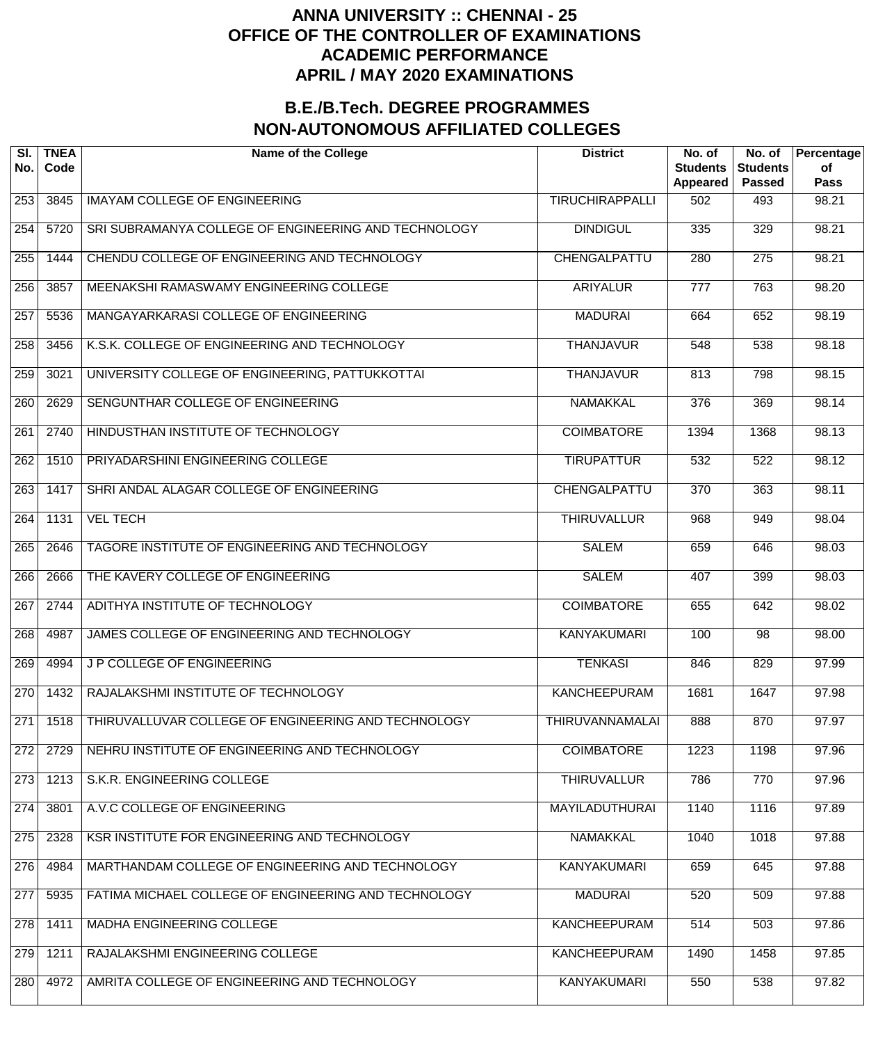# ANNA UNIVERSITY :: CHENNAI - 25
# OFFICE OF THE CONTROLLER OF EXAMINATIONS
# ACADEMIC PERFORMANCE
# APRIL / MAY 2020 EXAMINATIONS

## B.E./B.Tech. DEGREE PROGRAMMES
## NON-AUTONOMOUS AFFILIATED COLLEGES

| Sl. No. | TNEA Code | Name of the College | District | No. of Students Appeared | No. of Students Passed | Percentage of Pass |
|---|---|---|---|---|---|---|
| 253 | 3845 | IMAYAM COLLEGE OF ENGINEERING | TIRUCHIRAPPALLI | 502 | 493 | 98.21 |
| 254 | 5720 | SRI SUBRAMANYA COLLEGE OF ENGINEERING AND TECHNOLOGY | DINDIGUL | 335 | 329 | 98.21 |
| 255 | 1444 | CHENDU COLLEGE OF ENGINEERING AND TECHNOLOGY | CHENGALPATTU | 280 | 275 | 98.21 |
| 256 | 3857 | MEENAKSHI RAMASWAMY ENGINEERING COLLEGE | ARIYALUR | 777 | 763 | 98.20 |
| 257 | 5536 | MANGAYARKARASI COLLEGE OF ENGINEERING | MADURAI | 664 | 652 | 98.19 |
| 258 | 3456 | K.S.K. COLLEGE OF ENGINEERING AND TECHNOLOGY | THANJAVUR | 548 | 538 | 98.18 |
| 259 | 3021 | UNIVERSITY COLLEGE OF ENGINEERING, PATTUKKOTTAI | THANJAVUR | 813 | 798 | 98.15 |
| 260 | 2629 | SENGUNTHAR COLLEGE OF ENGINEERING | NAMAKKAL | 376 | 369 | 98.14 |
| 261 | 2740 | HINDUSTHAN INSTITUTE OF TECHNOLOGY | COIMBATORE | 1394 | 1368 | 98.13 |
| 262 | 1510 | PRIYADARSHINI ENGINEERING COLLEGE | TIRUPATTUR | 532 | 522 | 98.12 |
| 263 | 1417 | SHRI ANDAL ALAGAR COLLEGE OF ENGINEERING | CHENGALPATTU | 370 | 363 | 98.11 |
| 264 | 1131 | VEL TECH | THIRUVALLUR | 968 | 949 | 98.04 |
| 265 | 2646 | TAGORE INSTITUTE OF ENGINEERING AND TECHNOLOGY | SALEM | 659 | 646 | 98.03 |
| 266 | 2666 | THE KAVERY COLLEGE OF ENGINEERING | SALEM | 407 | 399 | 98.03 |
| 267 | 2744 | ADITHYA INSTITUTE OF TECHNOLOGY | COIMBATORE | 655 | 642 | 98.02 |
| 268 | 4987 | JAMES COLLEGE OF ENGINEERING AND TECHNOLOGY | KANYAKUMARI | 100 | 98 | 98.00 |
| 269 | 4994 | J P COLLEGE OF ENGINEERING | TENKASI | 846 | 829 | 97.99 |
| 270 | 1432 | RAJALAKSHMI INSTITUTE OF TECHNOLOGY | KANCHEEPURAM | 1681 | 1647 | 97.98 |
| 271 | 1518 | THIRUVALLUVAR COLLEGE OF ENGINEERING AND TECHNOLOGY | THIRUVANNAMALAI | 888 | 870 | 97.97 |
| 272 | 2729 | NEHRU INSTITUTE OF ENGINEERING AND TECHNOLOGY | COIMBATORE | 1223 | 1198 | 97.96 |
| 273 | 1213 | S.K.R. ENGINEERING COLLEGE | THIRUVALLUR | 786 | 770 | 97.96 |
| 274 | 3801 | A.V.C COLLEGE OF ENGINEERING | MAYILADUTHURAI | 1140 | 1116 | 97.89 |
| 275 | 2328 | KSR INSTITUTE FOR ENGINEERING AND TECHNOLOGY | NAMAKKAL | 1040 | 1018 | 97.88 |
| 276 | 4984 | MARTHANDAM COLLEGE OF ENGINEERING AND TECHNOLOGY | KANYAKUMARI | 659 | 645 | 97.88 |
| 277 | 5935 | FATIMA MICHAEL COLLEGE OF ENGINEERING AND TECHNOLOGY | MADURAI | 520 | 509 | 97.88 |
| 278 | 1411 | MADHA ENGINEERING COLLEGE | KANCHEEPURAM | 514 | 503 | 97.86 |
| 279 | 1211 | RAJALAKSHMI ENGINEERING COLLEGE | KANCHEEPURAM | 1490 | 1458 | 97.85 |
| 280 | 4972 | AMRITA COLLEGE OF ENGINEERING AND TECHNOLOGY | KANYAKUMARI | 550 | 538 | 97.82 |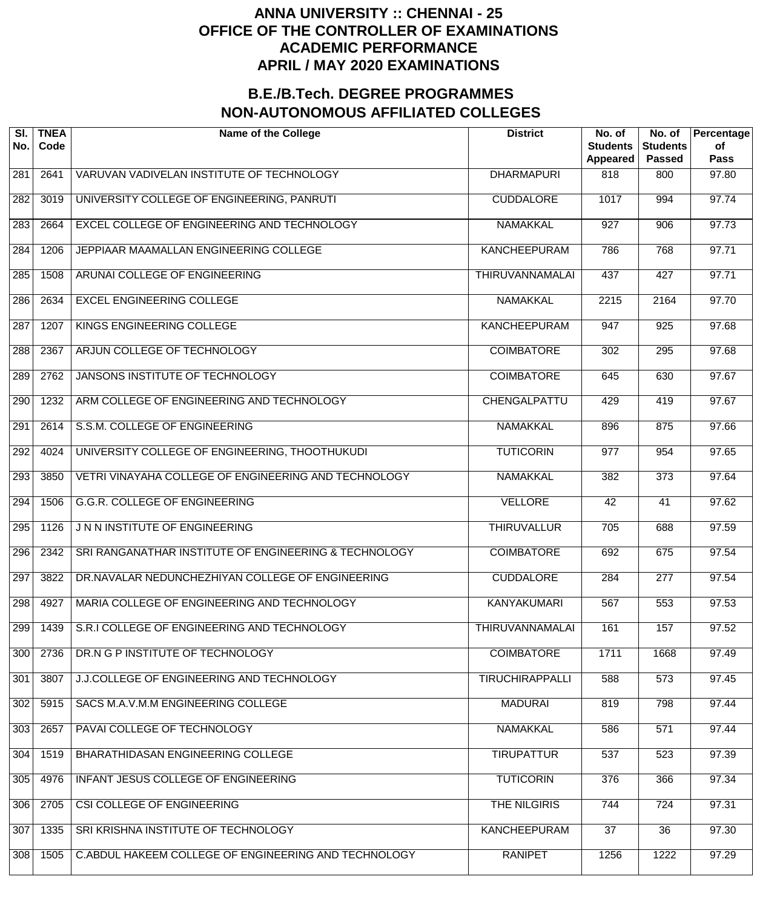# ANNA UNIVERSITY :: CHENNAI - 25
# OFFICE OF THE CONTROLLER OF EXAMINATIONS
# ACADEMIC PERFORMANCE
# APRIL / MAY 2020 EXAMINATIONS

## B.E./B.Tech. DEGREE PROGRAMMES
## NON-AUTONOMOUS AFFILIATED COLLEGES

| Sl. No. | TNEA Code | Name of the College | District | No. of Students Appeared | No. of Students Passed | Percentage of Pass |
|---|---|---|---|---|---|---|
| 281 | 2641 | VARUVAN VADIVELAN INSTITUTE OF TECHNOLOGY | DHARMAPURI | 818 | 800 | 97.80 |
| 282 | 3019 | UNIVERSITY COLLEGE OF ENGINEERING, PANRUTI | CUDDALORE | 1017 | 994 | 97.74 |
| 283 | 2664 | EXCEL COLLEGE OF ENGINEERING AND TECHNOLOGY | NAMAKKAL | 927 | 906 | 97.73 |
| 284 | 1206 | JEPPIAAR MAAMALLAN ENGINEERING COLLEGE | KANCHEEPURAM | 786 | 768 | 97.71 |
| 285 | 1508 | ARUNAI COLLEGE OF ENGINEERING | THIRUVANNAMALAI | 437 | 427 | 97.71 |
| 286 | 2634 | EXCEL ENGINEERING COLLEGE | NAMAKKAL | 2215 | 2164 | 97.70 |
| 287 | 1207 | KINGS ENGINEERING COLLEGE | KANCHEEPURAM | 947 | 925 | 97.68 |
| 288 | 2367 | ARJUN COLLEGE OF TECHNOLOGY | COIMBATORE | 302 | 295 | 97.68 |
| 289 | 2762 | JANSONS INSTITUTE OF TECHNOLOGY | COIMBATORE | 645 | 630 | 97.67 |
| 290 | 1232 | ARM COLLEGE OF ENGINEERING AND TECHNOLOGY | CHENGALPATTU | 429 | 419 | 97.67 |
| 291 | 2614 | S.S.M. COLLEGE OF ENGINEERING | NAMAKKAL | 896 | 875 | 97.66 |
| 292 | 4024 | UNIVERSITY COLLEGE OF ENGINEERING, THOOTHUKUDI | TUTICORIN | 977 | 954 | 97.65 |
| 293 | 3850 | VETRI VINAYAHA COLLEGE OF ENGINEERING AND TECHNOLOGY | NAMAKKAL | 382 | 373 | 97.64 |
| 294 | 1506 | G.G.R. COLLEGE OF ENGINEERING | VELLORE | 42 | 41 | 97.62 |
| 295 | 1126 | J N N INSTITUTE OF ENGINEERING | THIRUVALLUR | 705 | 688 | 97.59 |
| 296 | 2342 | SRI RANGANATHAR INSTITUTE OF ENGINEERING & TECHNOLOGY | COIMBATORE | 692 | 675 | 97.54 |
| 297 | 3822 | DR.NAVALAR NEDUNCHEZHIYAN COLLEGE OF ENGINEERING | CUDDALORE | 284 | 277 | 97.54 |
| 298 | 4927 | MARIA COLLEGE OF ENGINEERING AND TECHNOLOGY | KANYAKUMARI | 567 | 553 | 97.53 |
| 299 | 1439 | S.R.I COLLEGE OF ENGINEERING AND TECHNOLOGY | THIRUVANNAMALAI | 161 | 157 | 97.52 |
| 300 | 2736 | DR.N G P INSTITUTE OF TECHNOLOGY | COIMBATORE | 1711 | 1668 | 97.49 |
| 301 | 3807 | J.J.COLLEGE OF ENGINEERING AND TECHNOLOGY | TIRUCHIRAPPALLI | 588 | 573 | 97.45 |
| 302 | 5915 | SACS M.A.V.M.M ENGINEERING COLLEGE | MADURAI | 819 | 798 | 97.44 |
| 303 | 2657 | PAVAI COLLEGE OF TECHNOLOGY | NAMAKKAL | 586 | 571 | 97.44 |
| 304 | 1519 | BHARATHIDASAN ENGINEERING COLLEGE | TIRUPATTUR | 537 | 523 | 97.39 |
| 305 | 4976 | INFANT JESUS COLLEGE OF ENGINEERING | TUTICORIN | 376 | 366 | 97.34 |
| 306 | 2705 | CSI COLLEGE OF ENGINEERING | THE NILGIRIS | 744 | 724 | 97.31 |
| 307 | 1335 | SRI KRISHNA INSTITUTE OF TECHNOLOGY | KANCHEEPURAM | 37 | 36 | 97.30 |
| 308 | 1505 | C.ABDUL HAKEEM COLLEGE OF ENGINEERING AND TECHNOLOGY | RANIPET | 1256 | 1222 | 97.29 |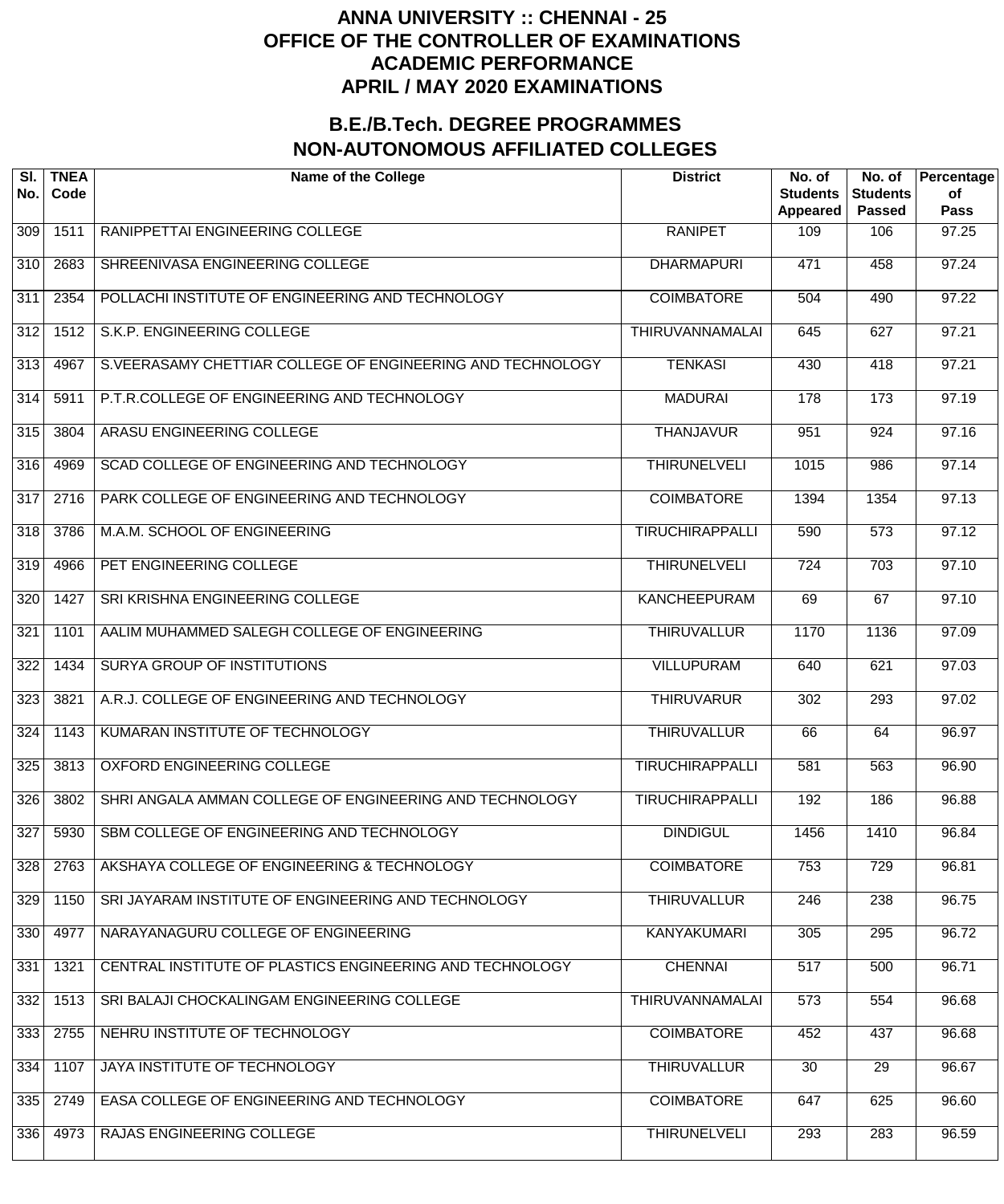# ANNA UNIVERSITY :: CHENNAI - 25
# OFFICE OF THE CONTROLLER OF EXAMINATIONS
# ACADEMIC PERFORMANCE
# APRIL / MAY 2020 EXAMINATIONS

## B.E./B.Tech. DEGREE PROGRAMMES
## NON-AUTONOMOUS AFFILIATED COLLEGES

| Sl. No. | TNEA Code | Name of the College | District | No. of Students Appeared | No. of Students Passed | Percentage of Pass |
|---|---|---|---|---|---|---|
| 309 | 1511 | RANIPPETTAI ENGINEERING COLLEGE | RANIPET | 109 | 106 | 97.25 |
| 310 | 2683 | SHREENIVASA ENGINEERING COLLEGE | DHARMAPURI | 471 | 458 | 97.24 |
| 311 | 2354 | POLLACHI INSTITUTE OF ENGINEERING AND TECHNOLOGY | COIMBATORE | 504 | 490 | 97.22 |
| 312 | 1512 | S.K.P. ENGINEERING COLLEGE | THIRUVANNAMALAI | 645 | 627 | 97.21 |
| 313 | 4967 | S.VEERASAMY CHETTIAR COLLEGE OF ENGINEERING AND TECHNOLOGY | TENKASI | 430 | 418 | 97.21 |
| 314 | 5911 | P.T.R.COLLEGE OF ENGINEERING AND TECHNOLOGY | MADURAI | 178 | 173 | 97.19 |
| 315 | 3804 | ARASU ENGINEERING COLLEGE | THANJAVUR | 951 | 924 | 97.16 |
| 316 | 4969 | SCAD COLLEGE OF ENGINEERING AND TECHNOLOGY | THIRUNELVELI | 1015 | 986 | 97.14 |
| 317 | 2716 | PARK COLLEGE OF ENGINEERING AND TECHNOLOGY | COIMBATORE | 1394 | 1354 | 97.13 |
| 318 | 3786 | M.A.M. SCHOOL OF ENGINEERING | TIRUCHIRAPPALLI | 590 | 573 | 97.12 |
| 319 | 4966 | PET ENGINEERING COLLEGE | THIRUNELVELI | 724 | 703 | 97.10 |
| 320 | 1427 | SRI KRISHNA ENGINEERING COLLEGE | KANCHEEPURAM | 69 | 67 | 97.10 |
| 321 | 1101 | AALIM MUHAMMED SALEGH COLLEGE OF ENGINEERING | THIRUVALLUR | 1170 | 1136 | 97.09 |
| 322 | 1434 | SURYA GROUP OF INSTITUTIONS | VILLUPURAM | 640 | 621 | 97.03 |
| 323 | 3821 | A.R.J. COLLEGE OF ENGINEERING AND TECHNOLOGY | THIRUVARUR | 302 | 293 | 97.02 |
| 324 | 1143 | KUMARAN INSTITUTE OF TECHNOLOGY | THIRUVALLUR | 66 | 64 | 96.97 |
| 325 | 3813 | OXFORD ENGINEERING COLLEGE | TIRUCHIRAPPALLI | 581 | 563 | 96.90 |
| 326 | 3802 | SHRI ANGALA AMMAN COLLEGE OF ENGINEERING AND TECHNOLOGY | TIRUCHIRAPPALLI | 192 | 186 | 96.88 |
| 327 | 5930 | SBM COLLEGE OF ENGINEERING AND TECHNOLOGY | DINDIGUL | 1456 | 1410 | 96.84 |
| 328 | 2763 | AKSHAYA COLLEGE OF ENGINEERING & TECHNOLOGY | COIMBATORE | 753 | 729 | 96.81 |
| 329 | 1150 | SRI JAYARAM INSTITUTE OF ENGINEERING AND TECHNOLOGY | THIRUVALLUR | 246 | 238 | 96.75 |
| 330 | 4977 | NARAYANAGURU COLLEGE OF ENGINEERING | KANYAKUMARI | 305 | 295 | 96.72 |
| 331 | 1321 | CENTRAL INSTITUTE OF PLASTICS ENGINEERING AND TECHNOLOGY | CHENNAI | 517 | 500 | 96.71 |
| 332 | 1513 | SRI BALAJI CHOCKALINGAM ENGINEERING COLLEGE | THIRUVANNAMALAI | 573 | 554 | 96.68 |
| 333 | 2755 | NEHRU INSTITUTE OF TECHNOLOGY | COIMBATORE | 452 | 437 | 96.68 |
| 334 | 1107 | JAYA INSTITUTE OF TECHNOLOGY | THIRUVALLUR | 30 | 29 | 96.67 |
| 335 | 2749 | EASA COLLEGE OF ENGINEERING AND TECHNOLOGY | COIMBATORE | 647 | 625 | 96.60 |
| 336 | 4973 | RAJAS ENGINEERING COLLEGE | THIRUNELVELI | 293 | 283 | 96.59 |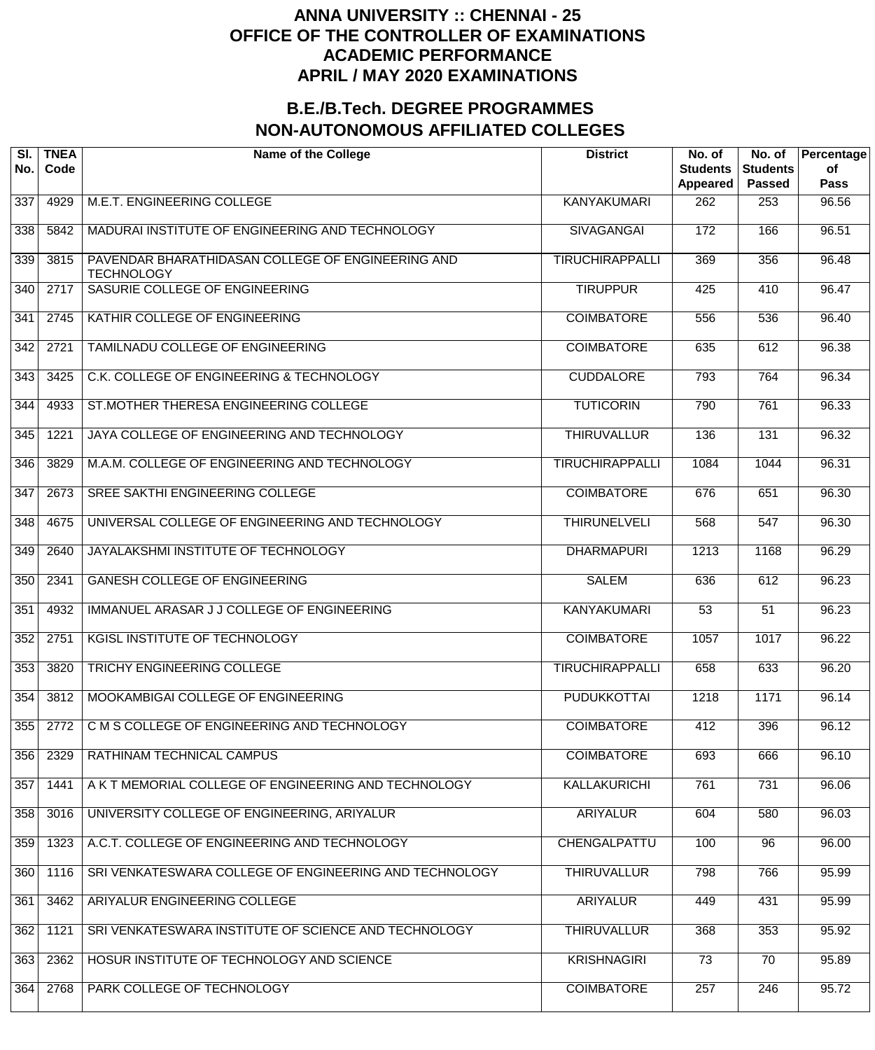# ANNA UNIVERSITY :: CHENNAI - 25
# OFFICE OF THE CONTROLLER OF EXAMINATIONS
# ACADEMIC PERFORMANCE
# APRIL / MAY 2020 EXAMINATIONS

## B.E./B.Tech. DEGREE PROGRAMMES
## NON-AUTONOMOUS AFFILIATED COLLEGES

| Sl. No. | TNEA Code | Name of the College | District | No. of Students Appeared | No. of Students Passed | Percentage of Pass |
|---|---|---|---|---|---|---|
| 337 | 4929 | M.E.T. ENGINEERING COLLEGE | KANYAKUMARI | 262 | 253 | 96.56 |
| 338 | 5842 | MADURAI INSTITUTE OF ENGINEERING AND TECHNOLOGY | SIVAGANGAI | 172 | 166 | 96.51 |
| 339 | 3815 | PAVENDAR BHARATHIDASAN COLLEGE OF ENGINEERING AND TECHNOLOGY | TIRUCHIRAPPALLI | 369 | 356 | 96.48 |
| 340 | 2717 | SASURIE COLLEGE OF ENGINEERING | TIRUPPUR | 425 | 410 | 96.47 |
| 341 | 2745 | KATHIR COLLEGE OF ENGINEERING | COIMBATORE | 556 | 536 | 96.40 |
| 342 | 2721 | TAMILNADU COLLEGE OF ENGINEERING | COIMBATORE | 635 | 612 | 96.38 |
| 343 | 3425 | C.K. COLLEGE OF ENGINEERING & TECHNOLOGY | CUDDALORE | 793 | 764 | 96.34 |
| 344 | 4933 | ST.MOTHER THERESA ENGINEERING COLLEGE | TUTICORIN | 790 | 761 | 96.33 |
| 345 | 1221 | JAYA COLLEGE OF ENGINEERING AND TECHNOLOGY | THIRUVALLUR | 136 | 131 | 96.32 |
| 346 | 3829 | M.A.M. COLLEGE OF ENGINEERING AND TECHNOLOGY | TIRUCHIRAPPALLI | 1084 | 1044 | 96.31 |
| 347 | 2673 | SREE SAKTHI ENGINEERING COLLEGE | COIMBATORE | 676 | 651 | 96.30 |
| 348 | 4675 | UNIVERSAL COLLEGE OF ENGINEERING AND TECHNOLOGY | THIRUNELVELI | 568 | 547 | 96.30 |
| 349 | 2640 | JAYALAKSHMI INSTITUTE OF TECHNOLOGY | DHARMAPURI | 1213 | 1168 | 96.29 |
| 350 | 2341 | GANESH COLLEGE OF ENGINEERING | SALEM | 636 | 612 | 96.23 |
| 351 | 4932 | IMMANUEL ARASAR J J COLLEGE OF ENGINEERING | KANYAKUMARI | 53 | 51 | 96.23 |
| 352 | 2751 | KGISL INSTITUTE OF TECHNOLOGY | COIMBATORE | 1057 | 1017 | 96.22 |
| 353 | 3820 | TRICHY ENGINEERING COLLEGE | TIRUCHIRAPPALLI | 658 | 633 | 96.20 |
| 354 | 3812 | MOOKAMBIGAI COLLEGE OF ENGINEERING | PUDUKKOTTAI | 1218 | 1171 | 96.14 |
| 355 | 2772 | C M S COLLEGE OF ENGINEERING AND TECHNOLOGY | COIMBATORE | 412 | 396 | 96.12 |
| 356 | 2329 | RATHINAM TECHNICAL CAMPUS | COIMBATORE | 693 | 666 | 96.10 |
| 357 | 1441 | A K T MEMORIAL COLLEGE OF ENGINEERING AND TECHNOLOGY | KALLAKURICHI | 761 | 731 | 96.06 |
| 358 | 3016 | UNIVERSITY COLLEGE OF ENGINEERING, ARIYALUR | ARIYALUR | 604 | 580 | 96.03 |
| 359 | 1323 | A.C.T. COLLEGE OF ENGINEERING AND TECHNOLOGY | CHENGALPATTU | 100 | 96 | 96.00 |
| 360 | 1116 | SRI VENKATESWARA COLLEGE OF ENGINEERING AND TECHNOLOGY | THIRUVALLUR | 798 | 766 | 95.99 |
| 361 | 3462 | ARIYALUR ENGINEERING COLLEGE | ARIYALUR | 449 | 431 | 95.99 |
| 362 | 1121 | SRI VENKATESWARA INSTITUTE OF SCIENCE AND TECHNOLOGY | THIRUVALLUR | 368 | 353 | 95.92 |
| 363 | 2362 | HOSUR INSTITUTE OF TECHNOLOGY AND SCIENCE | KRISHNAGIRI | 73 | 70 | 95.89 |
| 364 | 2768 | PARK COLLEGE OF TECHNOLOGY | COIMBATORE | 257 | 246 | 95.72 |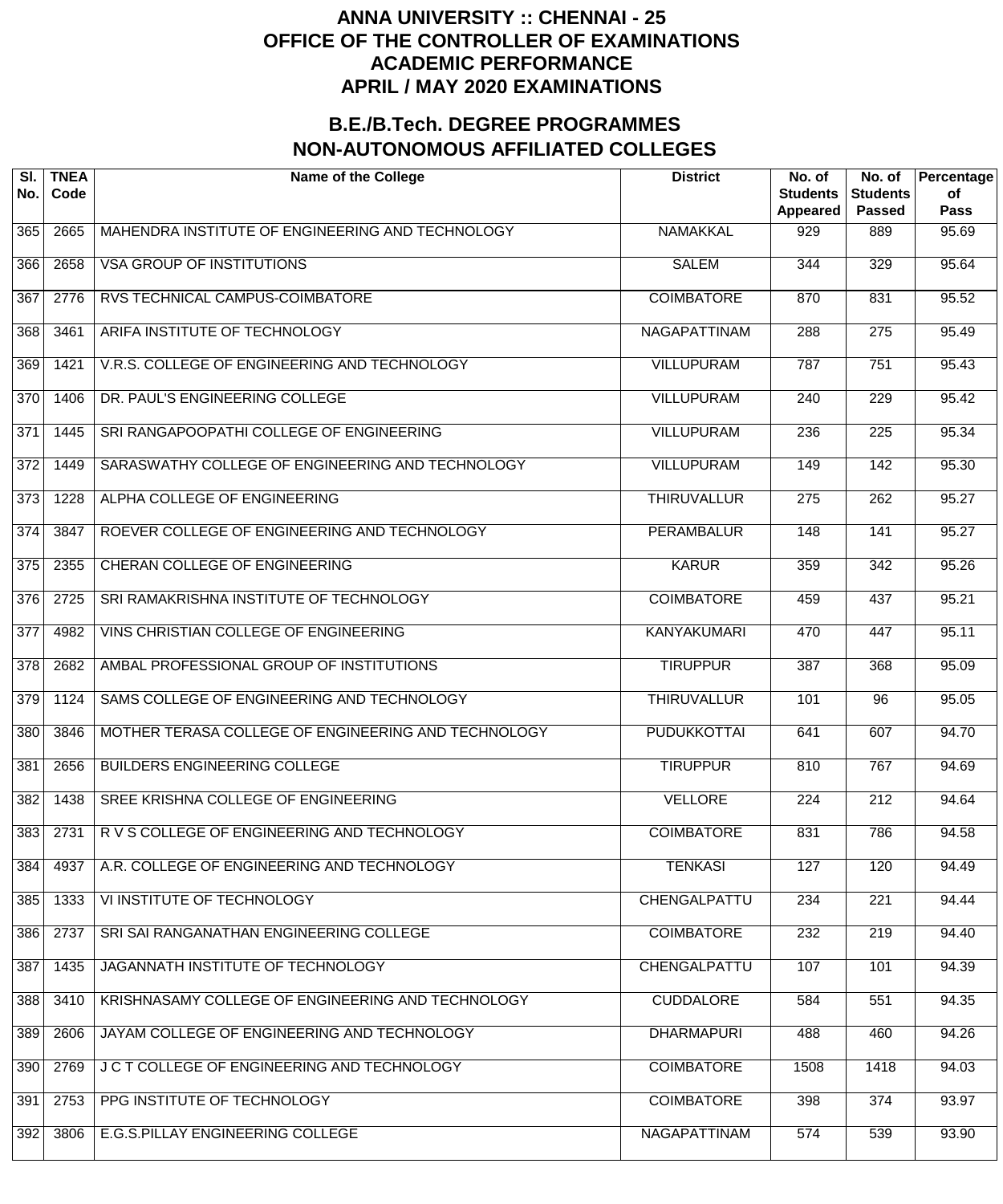# ANNA UNIVERSITY :: CHENNAI - 25
# OFFICE OF THE CONTROLLER OF EXAMINATIONS
# ACADEMIC PERFORMANCE
# APRIL / MAY 2020 EXAMINATIONS

## B.E./B.Tech. DEGREE PROGRAMMES
## NON-AUTONOMOUS AFFILIATED COLLEGES

| Sl. No. | TNEA Code | Name of the College | District | No. of Students Appeared | No. of Students Passed | Percentage of Pass |
|---|---|---|---|---|---|---|
| 365 | 2665 | MAHENDRA INSTITUTE OF ENGINEERING AND TECHNOLOGY | NAMAKKAL | 929 | 889 | 95.69 |
| 366 | 2658 | VSA GROUP OF INSTITUTIONS | SALEM | 344 | 329 | 95.64 |
| 367 | 2776 | RVS TECHNICAL CAMPUS-COIMBATORE | COIMBATORE | 870 | 831 | 95.52 |
| 368 | 3461 | ARIFA INSTITUTE OF TECHNOLOGY | NAGAPATTINAM | 288 | 275 | 95.49 |
| 369 | 1421 | V.R.S. COLLEGE OF ENGINEERING AND TECHNOLOGY | VILLUPURAM | 787 | 751 | 95.43 |
| 370 | 1406 | DR. PAUL'S ENGINEERING COLLEGE | VILLUPURAM | 240 | 229 | 95.42 |
| 371 | 1445 | SRI RANGAPOOPATHI COLLEGE OF ENGINEERING | VILLUPURAM | 236 | 225 | 95.34 |
| 372 | 1449 | SARASWATHY COLLEGE OF ENGINEERING AND TECHNOLOGY | VILLUPURAM | 149 | 142 | 95.30 |
| 373 | 1228 | ALPHA COLLEGE OF ENGINEERING | THIRUVALLUR | 275 | 262 | 95.27 |
| 374 | 3847 | ROEVER COLLEGE OF ENGINEERING AND TECHNOLOGY | PERAMBALUR | 148 | 141 | 95.27 |
| 375 | 2355 | CHERAN COLLEGE OF ENGINEERING | KARUR | 359 | 342 | 95.26 |
| 376 | 2725 | SRI RAMAKRISHNA INSTITUTE OF TECHNOLOGY | COIMBATORE | 459 | 437 | 95.21 |
| 377 | 4982 | VINS CHRISTIAN COLLEGE OF ENGINEERING | KANYAKUMARI | 470 | 447 | 95.11 |
| 378 | 2682 | AMBAL PROFESSIONAL GROUP OF INSTITUTIONS | TIRUPPUR | 387 | 368 | 95.09 |
| 379 | 1124 | SAMS COLLEGE OF ENGINEERING AND TECHNOLOGY | THIRUVALLUR | 101 | 96 | 95.05 |
| 380 | 3846 | MOTHER TERASA COLLEGE OF ENGINEERING AND TECHNOLOGY | PUDUKKOTTAI | 641 | 607 | 94.70 |
| 381 | 2656 | BUILDERS ENGINEERING COLLEGE | TIRUPPUR | 810 | 767 | 94.69 |
| 382 | 1438 | SREE KRISHNA COLLEGE OF ENGINEERING | VELLORE | 224 | 212 | 94.64 |
| 383 | 2731 | R V S COLLEGE OF ENGINEERING AND TECHNOLOGY | COIMBATORE | 831 | 786 | 94.58 |
| 384 | 4937 | A.R. COLLEGE OF ENGINEERING AND TECHNOLOGY | TENKASI | 127 | 120 | 94.49 |
| 385 | 1333 | VI INSTITUTE OF TECHNOLOGY | CHENGALPATTU | 234 | 221 | 94.44 |
| 386 | 2737 | SRI SAI RANGANATHAN ENGINEERING COLLEGE | COIMBATORE | 232 | 219 | 94.40 |
| 387 | 1435 | JAGANNATH INSTITUTE OF TECHNOLOGY | CHENGALPATTU | 107 | 101 | 94.39 |
| 388 | 3410 | KRISHNASAMY COLLEGE OF ENGINEERING AND TECHNOLOGY | CUDDALORE | 584 | 551 | 94.35 |
| 389 | 2606 | JAYAM COLLEGE OF ENGINEERING AND TECHNOLOGY | DHARMAPURI | 488 | 460 | 94.26 |
| 390 | 2769 | J C T COLLEGE OF ENGINEERING AND TECHNOLOGY | COIMBATORE | 1508 | 1418 | 94.03 |
| 391 | 2753 | PPG INSTITUTE OF TECHNOLOGY | COIMBATORE | 398 | 374 | 93.97 |
| 392 | 3806 | E.G.S.PILLAY ENGINEERING COLLEGE | NAGAPATTINAM | 574 | 539 | 93.90 |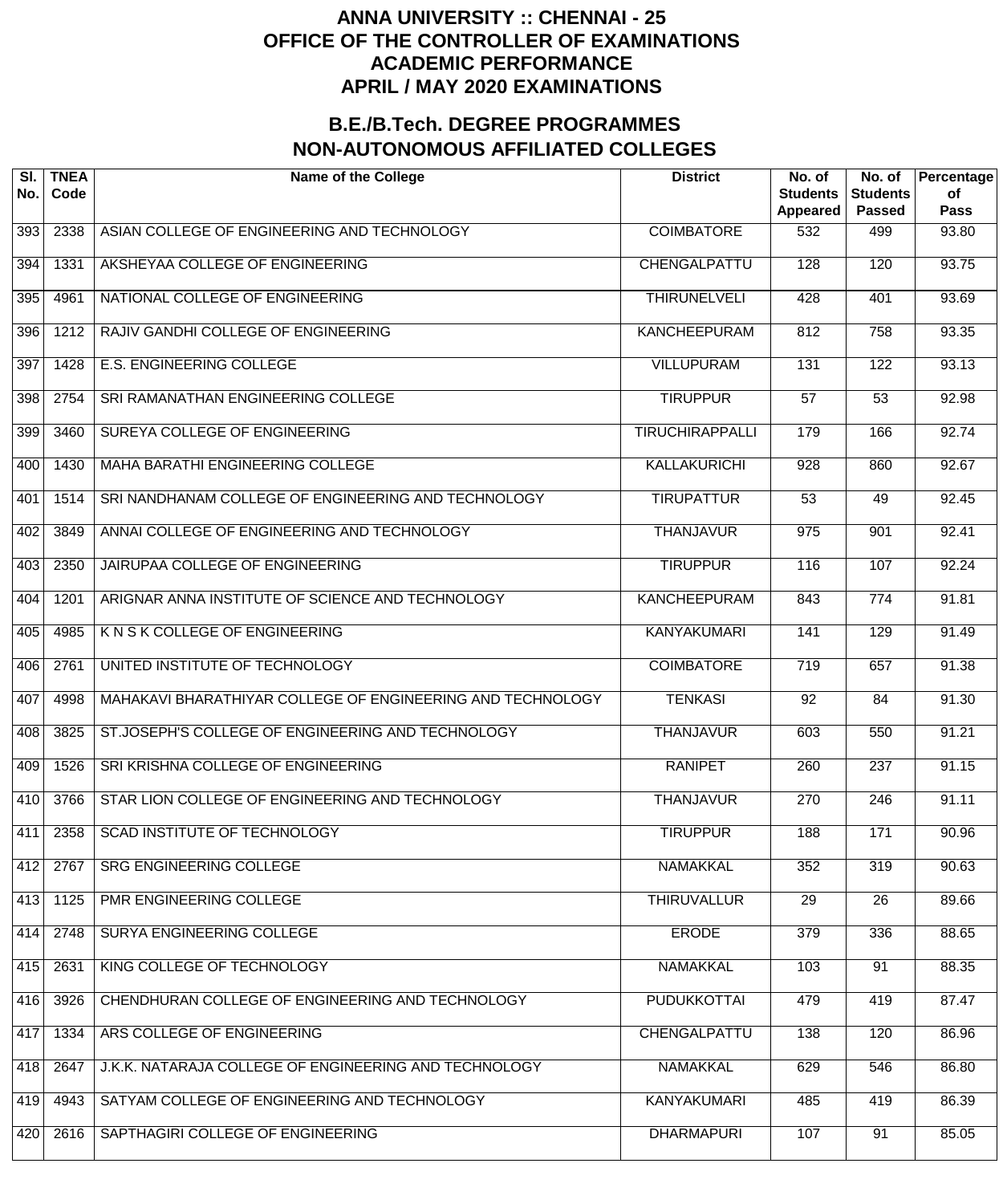# ANNA UNIVERSITY :: CHENNAI - 25
# OFFICE OF THE CONTROLLER OF EXAMINATIONS
# ACADEMIC PERFORMANCE
# APRIL / MAY 2020 EXAMINATIONS

## B.E./B.Tech. DEGREE PROGRAMMES
## NON-AUTONOMOUS AFFILIATED COLLEGES

| Sl. No. | TNEA Code | Name of the College | District | No. of Students Appeared | No. of Students Passed | Percentage of Pass |
|---|---|---|---|---|---|---|
| 393 | 2338 | ASIAN COLLEGE OF ENGINEERING AND TECHNOLOGY | COIMBATORE | 532 | 499 | 93.80 |
| 394 | 1331 | AKSHEYAA COLLEGE OF ENGINEERING | CHENGALPATTU | 128 | 120 | 93.75 |
| 395 | 4961 | NATIONAL COLLEGE OF ENGINEERING | THIRUNELVELI | 428 | 401 | 93.69 |
| 396 | 1212 | RAJIV GANDHI COLLEGE OF ENGINEERING | KANCHEEPURAM | 812 | 758 | 93.35 |
| 397 | 1428 | E.S. ENGINEERING COLLEGE | VILLUPURAM | 131 | 122 | 93.13 |
| 398 | 2754 | SRI RAMANATHAN ENGINEERING COLLEGE | TIRUPPUR | 57 | 53 | 92.98 |
| 399 | 3460 | SUREYA COLLEGE OF ENGINEERING | TIRUCHIRAPPALLI | 179 | 166 | 92.74 |
| 400 | 1430 | MAHA BARATHI ENGINEERING COLLEGE | KALLAKURICHI | 928 | 860 | 92.67 |
| 401 | 1514 | SRI NANDHANAM COLLEGE OF ENGINEERING AND TECHNOLOGY | TIRUPATTUR | 53 | 49 | 92.45 |
| 402 | 3849 | ANNAI COLLEGE OF ENGINEERING AND TECHNOLOGY | THANJAVUR | 975 | 901 | 92.41 |
| 403 | 2350 | JAIRUPAA COLLEGE OF ENGINEERING | TIRUPPUR | 116 | 107 | 92.24 |
| 404 | 1201 | ARIGNAR ANNA INSTITUTE OF SCIENCE AND TECHNOLOGY | KANCHEEPURAM | 843 | 774 | 91.81 |
| 405 | 4985 | K N S K COLLEGE OF ENGINEERING | KANYAKUMARI | 141 | 129 | 91.49 |
| 406 | 2761 | UNITED INSTITUTE OF TECHNOLOGY | COIMBATORE | 719 | 657 | 91.38 |
| 407 | 4998 | MAHAKAVI BHARATHIYAR COLLEGE OF ENGINEERING AND TECHNOLOGY | TENKASI | 92 | 84 | 91.30 |
| 408 | 3825 | ST.JOSEPH'S COLLEGE OF ENGINEERING AND TECHNOLOGY | THANJAVUR | 603 | 550 | 91.21 |
| 409 | 1526 | SRI KRISHNA COLLEGE OF ENGINEERING | RANIPET | 260 | 237 | 91.15 |
| 410 | 3766 | STAR LION COLLEGE OF ENGINEERING AND TECHNOLOGY | THANJAVUR | 270 | 246 | 91.11 |
| 411 | 2358 | SCAD INSTITUTE OF TECHNOLOGY | TIRUPPUR | 188 | 171 | 90.96 |
| 412 | 2767 | SRG ENGINEERING COLLEGE | NAMAKKAL | 352 | 319 | 90.63 |
| 413 | 1125 | PMR ENGINEERING COLLEGE | THIRUVALLUR | 29 | 26 | 89.66 |
| 414 | 2748 | SURYA ENGINEERING COLLEGE | ERODE | 379 | 336 | 88.65 |
| 415 | 2631 | KING COLLEGE OF TECHNOLOGY | NAMAKKAL | 103 | 91 | 88.35 |
| 416 | 3926 | CHENDHURAN COLLEGE OF ENGINEERING AND TECHNOLOGY | PUDUKKOTTAI | 479 | 419 | 87.47 |
| 417 | 1334 | ARS COLLEGE OF ENGINEERING | CHENGALPATTU | 138 | 120 | 86.96 |
| 418 | 2647 | J.K.K. NATARAJA COLLEGE OF ENGINEERING AND TECHNOLOGY | NAMAKKAL | 629 | 546 | 86.80 |
| 419 | 4943 | SATYAM COLLEGE OF ENGINEERING AND TECHNOLOGY | KANYAKUMARI | 485 | 419 | 86.39 |
| 420 | 2616 | SAPTHAGIRI COLLEGE OF ENGINEERING | DHARMAPURI | 107 | 91 | 85.05 |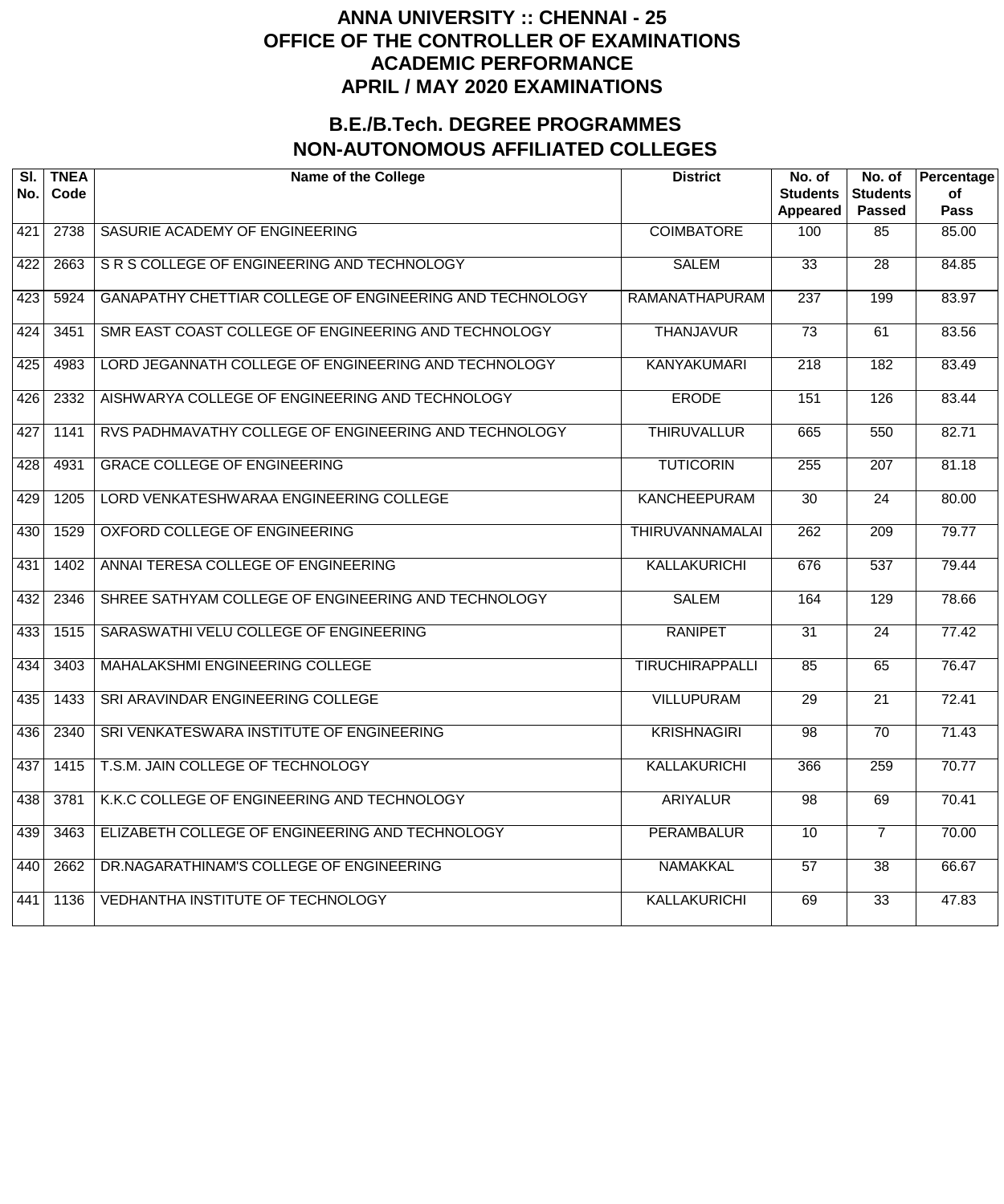# ANNA UNIVERSITY :: CHENNAI - 25
# OFFICE OF THE CONTROLLER OF EXAMINATIONS
# ACADEMIC PERFORMANCE
# APRIL / MAY 2020 EXAMINATIONS

## B.E./B.Tech. DEGREE PROGRAMMES
## NON-AUTONOMOUS AFFILIATED COLLEGES

| Sl. No. | TNEA Code | Name of the College | District | No. of Students Appeared | No. of Students Passed | Percentage of Pass |
|---|---|---|---|---|---|---|
| 421 | 2738 | SASURIE ACADEMY OF ENGINEERING | COIMBATORE | 100 | 85 | 85.00 |
| 422 | 2663 | S R S COLLEGE OF ENGINEERING AND TECHNOLOGY | SALEM | 33 | 28 | 84.85 |
| 423 | 5924 | GANAPATHY CHETTIAR COLLEGE OF ENGINEERING AND TECHNOLOGY | RAMANATHAPURAM | 237 | 199 | 83.97 |
| 424 | 3451 | SMR EAST COAST COLLEGE OF ENGINEERING AND TECHNOLOGY | THANJAVUR | 73 | 61 | 83.56 |
| 425 | 4983 | LORD JEGANNATH COLLEGE OF ENGINEERING AND TECHNOLOGY | KANYAKUMARI | 218 | 182 | 83.49 |
| 426 | 2332 | AISHWARYA COLLEGE OF ENGINEERING AND TECHNOLOGY | ERODE | 151 | 126 | 83.44 |
| 427 | 1141 | RVS PADHMAVATHY COLLEGE OF ENGINEERING AND TECHNOLOGY | THIRUVALLUR | 665 | 550 | 82.71 |
| 428 | 4931 | GRACE COLLEGE OF ENGINEERING | TUTICORIN | 255 | 207 | 81.18 |
| 429 | 1205 | LORD VENKATESHWARAA ENGINEERING COLLEGE | KANCHEEPURAM | 30 | 24 | 80.00 |
| 430 | 1529 | OXFORD COLLEGE OF ENGINEERING | THIRUVANNAMALAI | 262 | 209 | 79.77 |
| 431 | 1402 | ANNAI TERESA COLLEGE OF ENGINEERING | KALLAKURICHI | 676 | 537 | 79.44 |
| 432 | 2346 | SHREE SATHYAM COLLEGE OF ENGINEERING AND TECHNOLOGY | SALEM | 164 | 129 | 78.66 |
| 433 | 1515 | SARASWATHI VELU COLLEGE OF ENGINEERING | RANIPET | 31 | 24 | 77.42 |
| 434 | 3403 | MAHALAKSHMI ENGINEERING COLLEGE | TIRUCHIRAPPALLI | 85 | 65 | 76.47 |
| 435 | 1433 | SRI ARAVINDAR ENGINEERING COLLEGE | VILLUPURAM | 29 | 21 | 72.41 |
| 436 | 2340 | SRI VENKATESWARA INSTITUTE OF ENGINEERING | KRISHNAGIRI | 98 | 70 | 71.43 |
| 437 | 1415 | T.S.M. JAIN COLLEGE OF TECHNOLOGY | KALLAKURICHI | 366 | 259 | 70.77 |
| 438 | 3781 | K.K.C COLLEGE OF ENGINEERING AND TECHNOLOGY | ARIYALUR | 98 | 69 | 70.41 |
| 439 | 3463 | ELIZABETH COLLEGE OF ENGINEERING AND TECHNOLOGY | PERAMBALUR | 10 | 7 | 70.00 |
| 440 | 2662 | DR.NAGARATHINAM'S COLLEGE OF ENGINEERING | NAMAKKAL | 57 | 38 | 66.67 |
| 441 | 1136 | VEDHANTHA INSTITUTE OF TECHNOLOGY | KALLAKURICHI | 69 | 33 | 47.83 |